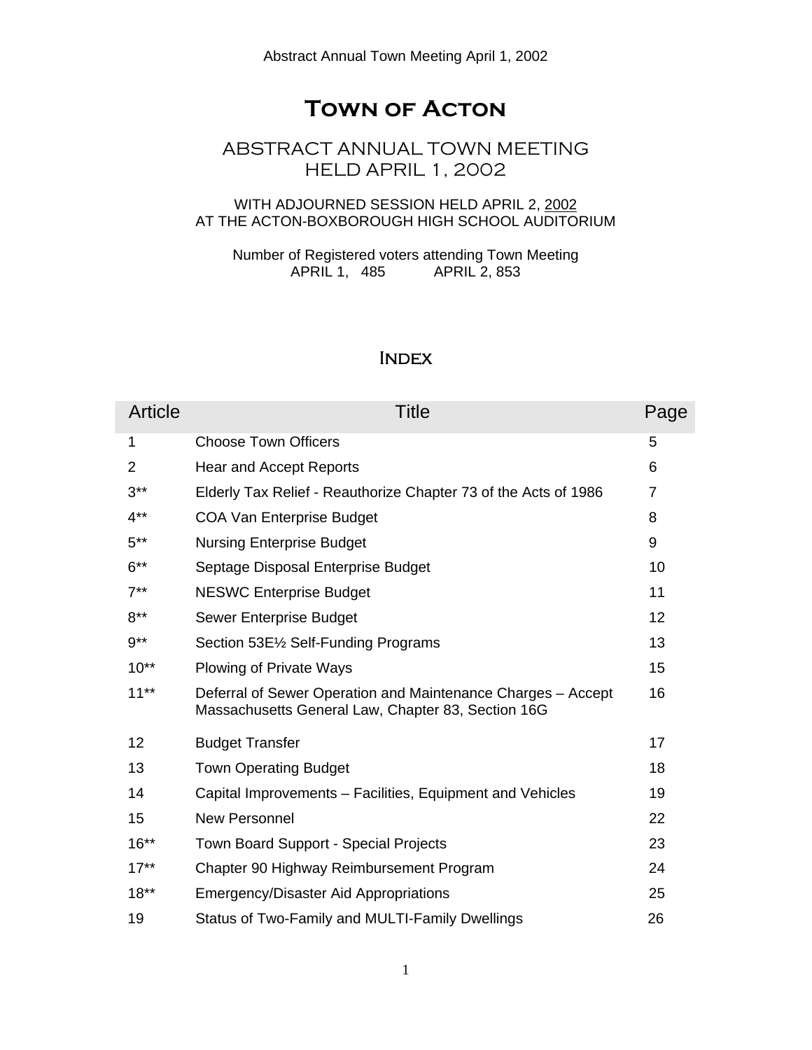# Town of Acton

## ABSTRACT ANNUAL TOWN MEETING HELD APRIL 1, 2002

WITH ADJOURNED SESSION HELD APRIL 2, 2002
AT THE ACTON-BOXBOROUGH HIGH SCHOOL AUDITORIUM

Number of Registered voters attending Town Meeting
APRIL 1, 485 APRIL 2, 853

## Index

| Article | Title | Page |
|---|---|---|
| 1 | Choose Town Officers | 5 |
| 2 | Hear and Accept Reports | 6 |
| 3** | Elderly Tax Relief - Reauthorize Chapter 73 of the Acts of 1986 | 7 |
| 4** | COA Van Enterprise Budget | 8 |
| 5** | Nursing Enterprise Budget | 9 |
| 6** | Septage Disposal Enterprise Budget | 10 |
| 7** | NESWC Enterprise Budget | 11 |
| 8** | Sewer Enterprise Budget | 12 |
| 9** | Section 53E½ Self-Funding Programs | 13 |
| 10** | Plowing of Private Ways | 15 |
| 11** | Deferral of Sewer Operation and Maintenance Charges – Accept Massachusetts General Law, Chapter 83, Section 16G | 16 |
| 12 | Budget Transfer | 17 |
| 13 | Town Operating Budget | 18 |
| 14 | Capital Improvements – Facilities, Equipment and Vehicles | 19 |
| 15 | New Personnel | 22 |
| 16** | Town Board Support - Special Projects | 23 |
| 17** | Chapter 90 Highway Reimbursement Program | 24 |
| 18** | Emergency/Disaster Aid Appropriations | 25 |
| 19 | Status of Two-Family and MULTI-Family Dwellings | 26 |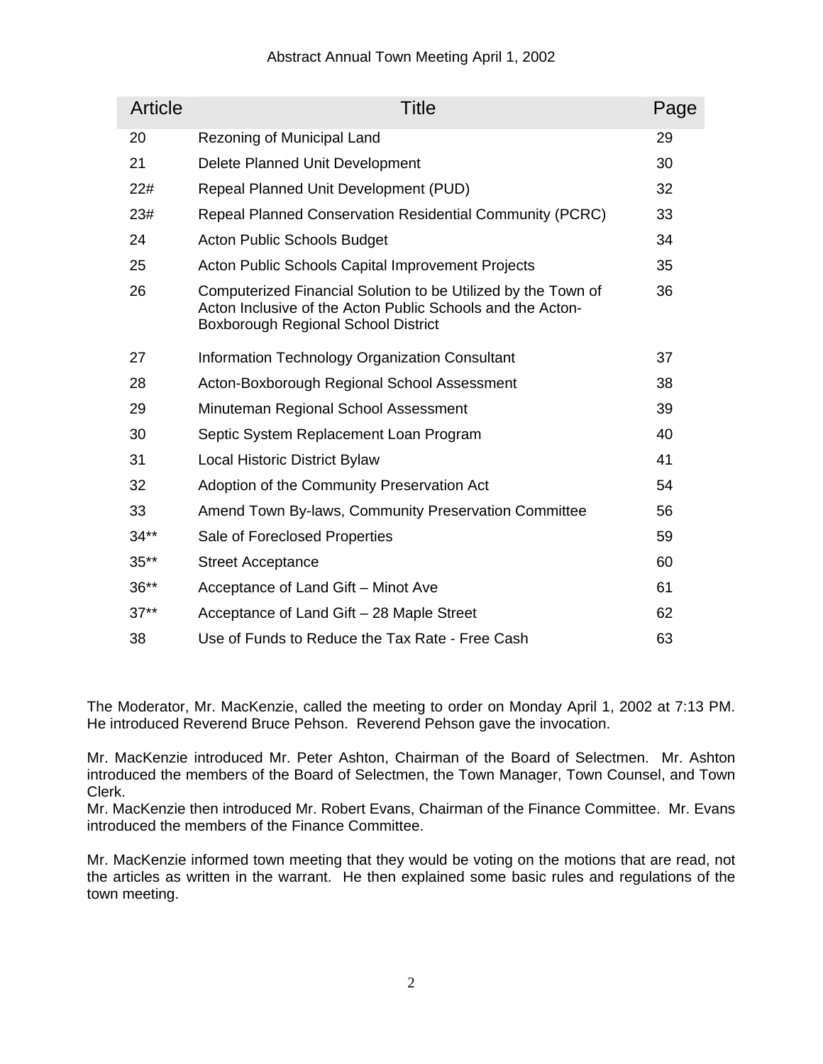| Article | Title | Page |
| --- | --- | --- |
| 20 | Rezoning of Municipal Land | 29 |
| 21 | Delete Planned Unit Development | 30 |
| 22# | Repeal Planned Unit Development (PUD) | 32 |
| 23# | Repeal Planned Conservation Residential Community (PCRC) | 33 |
| 24 | Acton Public Schools Budget | 34 |
| 25 | Acton Public Schools Capital Improvement Projects | 35 |
| 26 | Computerized Financial Solution to be Utilized by the Town of Acton Inclusive of the Acton Public Schools and the Acton-Boxborough Regional School District | 36 |
| 27 | Information Technology Organization Consultant | 37 |
| 28 | Acton-Boxborough Regional School Assessment | 38 |
| 29 | Minuteman Regional School Assessment | 39 |
| 30 | Septic System Replacement Loan Program | 40 |
| 31 | Local Historic District Bylaw | 41 |
| 32 | Adoption of the Community Preservation Act | 54 |
| 33 | Amend Town By-laws, Community Preservation Committee | 56 |
| 34** | Sale of Foreclosed Properties | 59 |
| 35** | Street Acceptance | 60 |
| 36** | Acceptance of Land Gift – Minot Ave | 61 |
| 37** | Acceptance of Land Gift – 28 Maple Street | 62 |
| 38 | Use of Funds to Reduce the Tax Rate - Free Cash | 63 |

The Moderator, Mr. MacKenzie, called the meeting to order on Monday April 1, 2002 at 7:13 PM. He introduced Reverend Bruce Pehson. Reverend Pehson gave the invocation.

Mr. MacKenzie introduced Mr. Peter Ashton, Chairman of the Board of Selectmen. Mr. Ashton introduced the members of the Board of Selectmen, the Town Manager, Town Counsel, and Town Clerk.
Mr. MacKenzie then introduced Mr. Robert Evans, Chairman of the Finance Committee. Mr. Evans introduced the members of the Finance Committee.

Mr. MacKenzie informed town meeting that they would be voting on the motions that are read, not the articles as written in the warrant. He then explained some basic rules and regulations of the town meeting.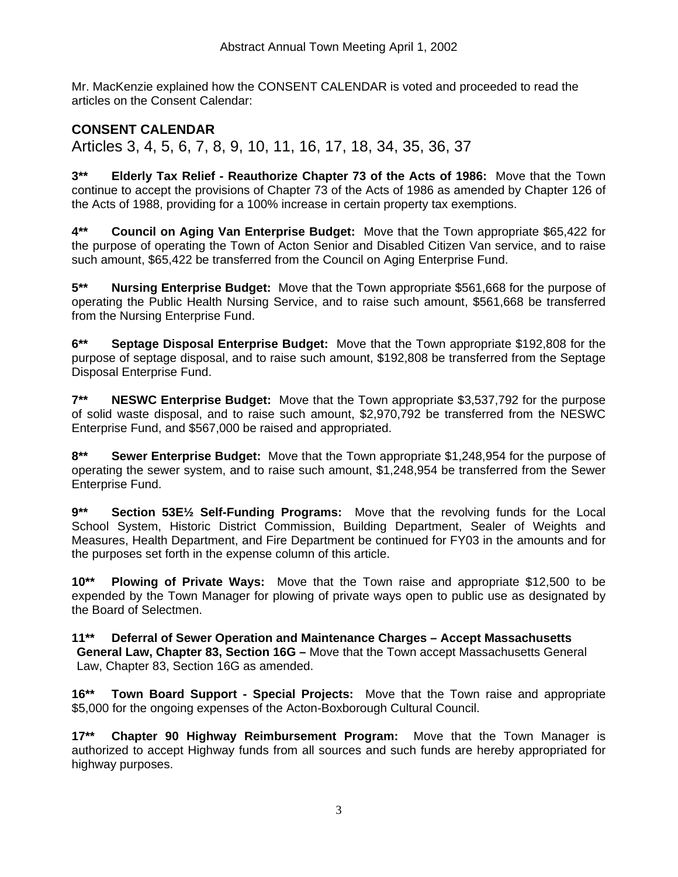Mr. MacKenzie explained how the CONSENT CALENDAR is voted and proceeded to read the articles on the Consent Calendar:

## CONSENT CALENDAR

Articles 3, 4, 5, 6, 7, 8, 9, 10, 11, 16, 17, 18, 34, 35, 36, 37

**3\*\* Elderly Tax Relief - Reauthorize Chapter 73 of the Acts of 1986:** Move that the Town continue to accept the provisions of Chapter 73 of the Acts of 1986 as amended by Chapter 126 of the Acts of 1988, providing for a 100% increase in certain property tax exemptions.

**4\*\* Council on Aging Van Enterprise Budget:** Move that the Town appropriate $65,422 for the purpose of operating the Town of Acton Senior and Disabled Citizen Van service, and to raise such amount, $65,422 be transferred from the Council on Aging Enterprise Fund.

**5\*\* Nursing Enterprise Budget:** Move that the Town appropriate $561,668 for the purpose of operating the Public Health Nursing Service, and to raise such amount, $561,668 be transferred from the Nursing Enterprise Fund.

**6\*\* Septage Disposal Enterprise Budget:** Move that the Town appropriate $192,808 for the purpose of septage disposal, and to raise such amount, $192,808 be transferred from the Septage Disposal Enterprise Fund.

**7\*\* NESWC Enterprise Budget:** Move that the Town appropriate $3,537,792 for the purpose of solid waste disposal, and to raise such amount, $2,970,792 be transferred from the NESWC Enterprise Fund, and $567,000 be raised and appropriated.

**8\*\* Sewer Enterprise Budget:** Move that the Town appropriate $1,248,954 for the purpose of operating the sewer system, and to raise such amount, $1,248,954 be transferred from the Sewer Enterprise Fund.

**9\*\* Section 53E½ Self-Funding Programs:** Move that the revolving funds for the Local School System, Historic District Commission, Building Department, Sealer of Weights and Measures, Health Department, and Fire Department be continued for FY03 in the amounts and for the purposes set forth in the expense column of this article.

**10\*\* Plowing of Private Ways:** Move that the Town raise and appropriate $12,500 to be expended by the Town Manager for plowing of private ways open to public use as designated by the Board of Selectmen.

**11\*\* Deferral of Sewer Operation and Maintenance Charges – Accept Massachusetts General Law, Chapter 83, Section 16G –** Move that the Town accept Massachusetts General Law, Chapter 83, Section 16G as amended.

**16\*\* Town Board Support - Special Projects:** Move that the Town raise and appropriate $5,000 for the ongoing expenses of the Acton-Boxborough Cultural Council.

**17\*\* Chapter 90 Highway Reimbursement Program:** Move that the Town Manager is authorized to accept Highway funds from all sources and such funds are hereby appropriated for highway purposes.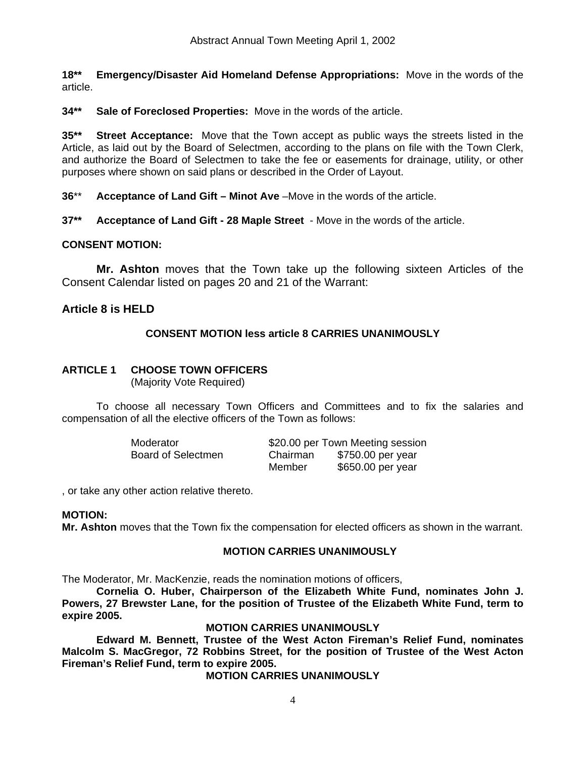**18\*\*** **Emergency/Disaster Aid Homeland Defense Appropriations:** Move in the words of the article.

**34\*\*** **Sale of Foreclosed Properties:** Move in the words of the article.

**35\*\*** **Street Acceptance:** Move that the Town accept as public ways the streets listed in the Article, as laid out by the Board of Selectmen, according to the plans on file with the Town Clerk, and authorize the Board of Selectmen to take the fee or easements for drainage, utility, or other purposes where shown on said plans or described in the Order of Layout.

**36**\*\* **Acceptance of Land Gift – Minot Ave** –Move in the words of the article.

**37\*\*** **Acceptance of Land Gift - 28 Maple Street** - Move in the words of the article.

**CONSENT MOTION:**

**Mr. Ashton** moves that the Town take up the following sixteen Articles of the Consent Calendar listed on pages 20 and 21 of the Warrant:

## Article 8 is HELD

**CONSENT MOTION less article 8 CARRIES UNANIMOUSLY**

**ARTICLE 1 CHOOSE TOWN OFFICERS**
(Majority Vote Required)

To choose all necessary Town Officers and Committees and to fix the salaries and compensation of all the elective officers of the Town as follows:

| | | |
|---|---|---|
| Moderator | $20.00 per Town Meeting session | |
| Board of Selectmen | Chairman | $750.00 per year |
| | Member | $650.00 per year |

, or take any other action relative thereto.

**MOTION:**
**Mr. Ashton** moves that the Town fix the compensation for elected officers as shown in the warrant.

**MOTION CARRIES UNANIMOUSLY**

The Moderator, Mr. MacKenzie, reads the nomination motions of officers,

**Cornelia O. Huber, Chairperson of the Elizabeth White Fund, nominates John J. Powers, 27 Brewster Lane, for the position of Trustee of the Elizabeth White Fund, term to expire 2005.**

**MOTION CARRIES UNANIMOUSLY**

**Edward M. Bennett, Trustee of the West Acton Fireman's Relief Fund, nominates Malcolm S. MacGregor, 72 Robbins Street, for the position of Trustee of the West Acton Fireman's Relief Fund, term to expire 2005.**

**MOTION CARRIES UNANIMOUSLY**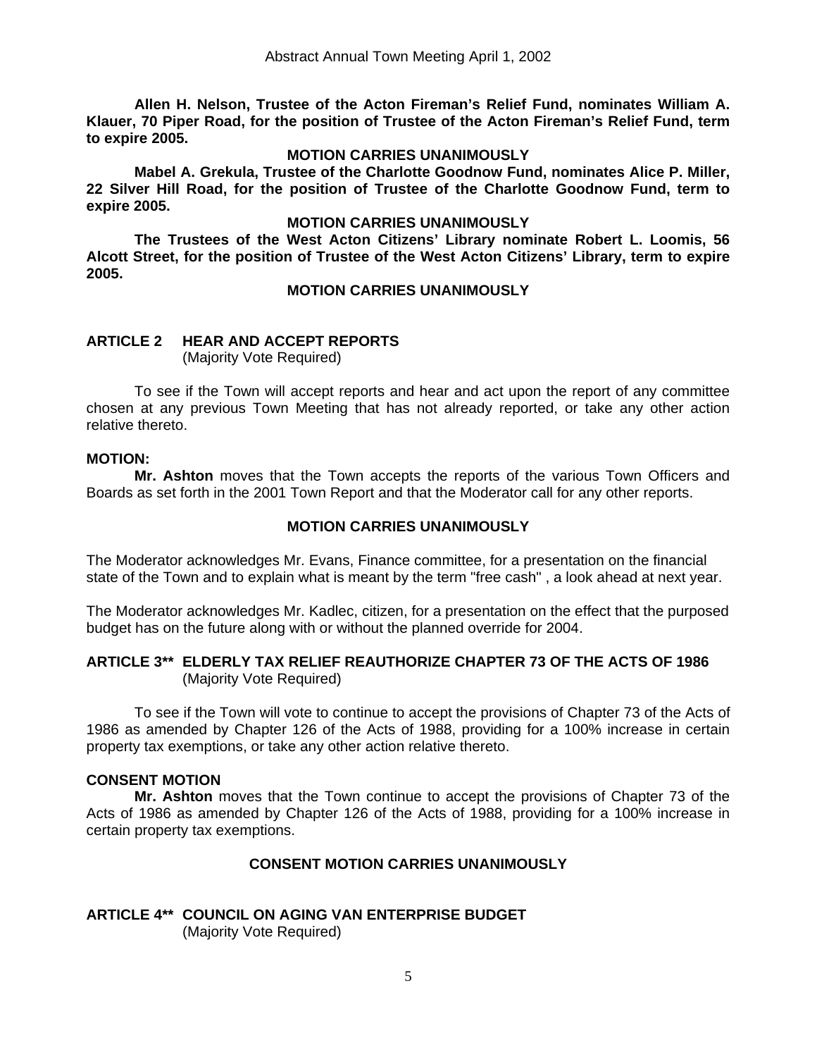**Allen H. Nelson, Trustee of the Acton Fireman's Relief Fund, nominates William A. Klauer, 70 Piper Road, for the position of Trustee of the Acton Fireman's Relief Fund, term to expire 2005.**

**MOTION CARRIES UNANIMOUSLY**

**Mabel A. Grekula, Trustee of the Charlotte Goodnow Fund, nominates Alice P. Miller, 22 Silver Hill Road, for the position of Trustee of the Charlotte Goodnow Fund, term to expire 2005.**

**MOTION CARRIES UNANIMOUSLY**

**The Trustees of the West Acton Citizens' Library nominate Robert L. Loomis, 56 Alcott Street, for the position of Trustee of the West Acton Citizens' Library, term to expire 2005.**

**MOTION CARRIES UNANIMOUSLY**

## ARTICLE 2 HEAR AND ACCEPT REPORTS

(Majority Vote Required)

To see if the Town will accept reports and hear and act upon the report of any committee chosen at any previous Town Meeting that has not already reported, or take any other action relative thereto.

**MOTION:**

**Mr. Ashton** moves that the Town accepts the reports of the various Town Officers and Boards as set forth in the 2001 Town Report and that the Moderator call for any other reports.

**MOTION CARRIES UNANIMOUSLY**

The Moderator acknowledges Mr. Evans, Finance committee, for a presentation on the financial state of the Town and to explain what is meant by the term "free cash" , a look ahead at next year.

The Moderator acknowledges Mr. Kadlec, citizen, for a presentation on the effect that the purposed budget has on the future along with or without the planned override for 2004.

## ARTICLE 3** ELDERLY TAX RELIEF REAUTHORIZE CHAPTER 73 OF THE ACTS OF 1986

(Majority Vote Required)

To see if the Town will vote to continue to accept the provisions of Chapter 73 of the Acts of 1986 as amended by Chapter 126 of the Acts of 1988, providing for a 100% increase in certain property tax exemptions, or take any other action relative thereto.

**CONSENT MOTION**

**Mr. Ashton** moves that the Town continue to accept the provisions of Chapter 73 of the Acts of 1986 as amended by Chapter 126 of the Acts of 1988, providing for a 100% increase in certain property tax exemptions.

**CONSENT MOTION CARRIES UNANIMOUSLY**

## ARTICLE 4** COUNCIL ON AGING VAN ENTERPRISE BUDGET

(Majority Vote Required)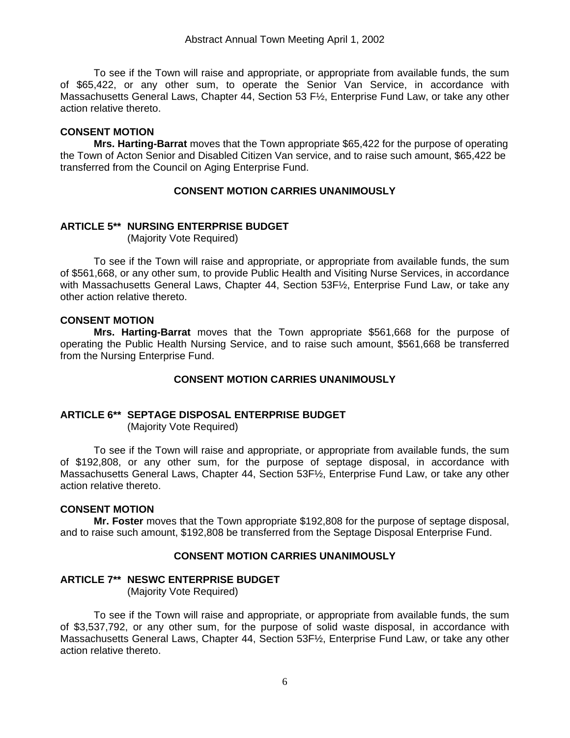To see if the Town will raise and appropriate, or appropriate from available funds, the sum of $65,422, or any other sum, to operate the Senior Van Service, in accordance with Massachusetts General Laws, Chapter 44, Section 53 F½, Enterprise Fund Law, or take any other action relative thereto.

**CONSENT MOTION**

**Mrs. Harting-Barrat** moves that the Town appropriate $65,422 for the purpose of operating the Town of Acton Senior and Disabled Citizen Van service, and to raise such amount, $65,422 be transferred from the Council on Aging Enterprise Fund.

**CONSENT MOTION CARRIES UNANIMOUSLY**

**ARTICLE 5\*\* NURSING ENTERPRISE BUDGET**
(Majority Vote Required)

To see if the Town will raise and appropriate, or appropriate from available funds, the sum of $561,668, or any other sum, to provide Public Health and Visiting Nurse Services, in accordance with Massachusetts General Laws, Chapter 44, Section 53F½, Enterprise Fund Law, or take any other action relative thereto.

**CONSENT MOTION**

**Mrs. Harting-Barrat** moves that the Town appropriate $561,668 for the purpose of operating the Public Health Nursing Service, and to raise such amount, $561,668 be transferred from the Nursing Enterprise Fund.

**CONSENT MOTION CARRIES UNANIMOUSLY**

**ARTICLE 6\*\* SEPTAGE DISPOSAL ENTERPRISE BUDGET**
(Majority Vote Required)

To see if the Town will raise and appropriate, or appropriate from available funds, the sum of $192,808, or any other sum, for the purpose of septage disposal, in accordance with Massachusetts General Laws, Chapter 44, Section 53F½, Enterprise Fund Law, or take any other action relative thereto.

**CONSENT MOTION**

**Mr. Foster** moves that the Town appropriate $192,808 for the purpose of septage disposal, and to raise such amount, $192,808 be transferred from the Septage Disposal Enterprise Fund.

**CONSENT MOTION CARRIES UNANIMOUSLY**

**ARTICLE 7\*\* NESWC ENTERPRISE BUDGET**
(Majority Vote Required)

To see if the Town will raise and appropriate, or appropriate from available funds, the sum of $3,537,792, or any other sum, for the purpose of solid waste disposal, in accordance with Massachusetts General Laws, Chapter 44, Section 53F½, Enterprise Fund Law, or take any other action relative thereto.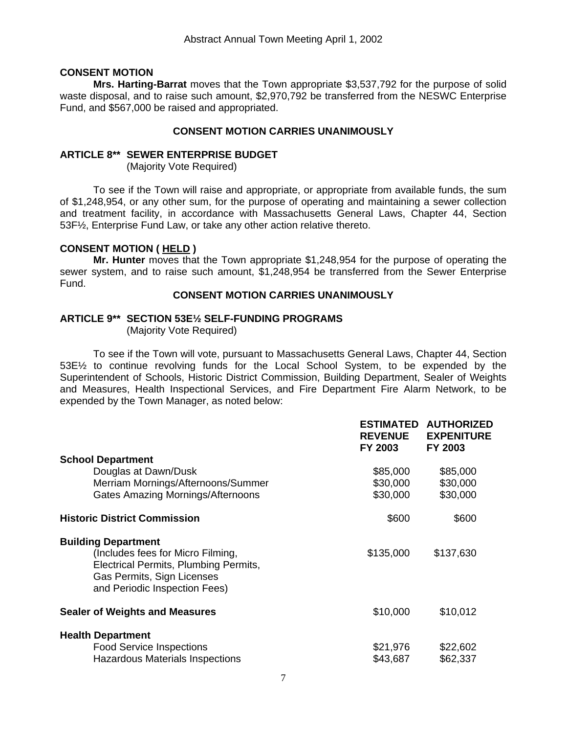**CONSENT MOTION**

**Mrs. Harting-Barrat** moves that the Town appropriate $3,537,792 for the purpose of solid waste disposal, and to raise such amount, $2,970,792 be transferred from the NESWC Enterprise Fund, and $567,000 be raised and appropriated.

**CONSENT MOTION CARRIES UNANIMOUSLY**

**ARTICLE 8\*\* SEWER ENTERPRISE BUDGET**
(Majority Vote Required)

To see if the Town will raise and appropriate, or appropriate from available funds, the sum of $1,248,954, or any other sum, for the purpose of operating and maintaining a sewer collection and treatment facility, in accordance with Massachusetts General Laws, Chapter 44, Section 53F½, Enterprise Fund Law, or take any other action relative thereto.

**CONSENT MOTION ( <u>HELD</u> )**

**Mr. Hunter** moves that the Town appropriate $1,248,954 for the purpose of operating the sewer system, and to raise such amount, $1,248,954 be transferred from the Sewer Enterprise Fund.

**CONSENT MOTION CARRIES UNANIMOUSLY**

**ARTICLE 9\*\* SECTION 53E½ SELF-FUNDING PROGRAMS**
(Majority Vote Required)

To see if the Town will vote, pursuant to Massachusetts General Laws, Chapter 44, Section 53E½ to continue revolving funds for the Local School System, to be expended by the Superintendent of Schools, Historic District Commission, Building Department, Sealer of Weights and Measures, Health Inspectional Services, and Fire Department Fire Alarm Network, to be expended by the Town Manager, as noted below:

| | ESTIMATED REVENUE FY 2003 | AUTHORIZED EXPENITURE FY 2003 |
|---|---|---|
| **School Department** | | |
| Douglas at Dawn/Dusk | $85,000 | $85,000 |
| Merriam Mornings/Afternoons/Summer | $30,000 | $30,000 |
| Gates Amazing Mornings/Afternoons | $30,000 | $30,000 |
| **Historic District Commission** | $600 | $600 |
| **Building Department** | | |
| (Includes fees for Micro Filming, Electrical Permits, Plumbing Permits, Gas Permits, Sign Licenses and Periodic Inspection Fees) | $135,000 | $137,630 |
| **Sealer of Weights and Measures** | $10,000 | $10,012 |
| **Health Department** | | |
| Food Service Inspections | $21,976 | $22,602 |
| Hazardous Materials Inspections | $43,687 | $62,337 |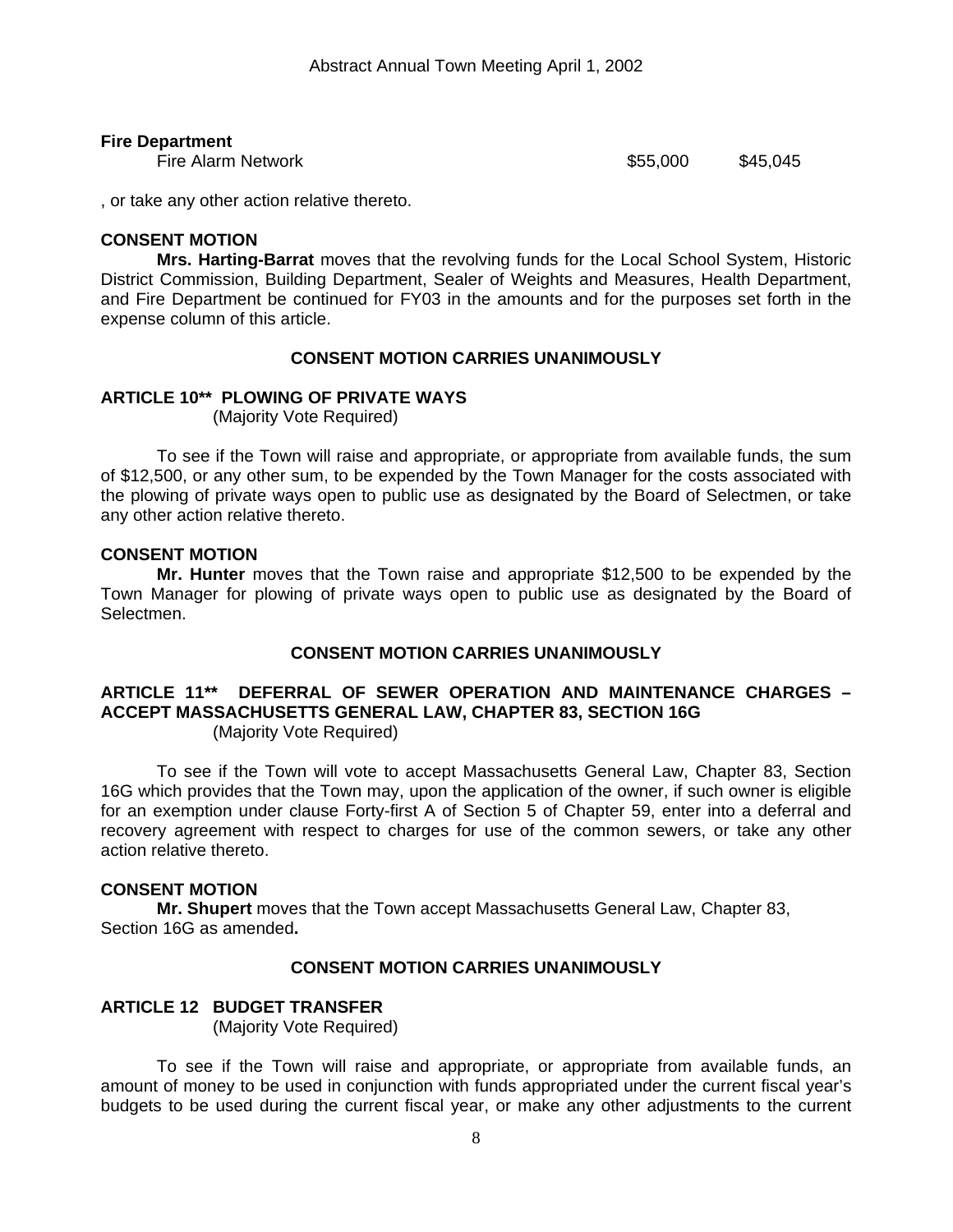**Fire Department**

| | | |
|---|---|---|
| Fire Alarm Network | $55,000 | $45,045 |

, or take any other action relative thereto.

**CONSENT MOTION**

**Mrs. Harting-Barrat** moves that the revolving funds for the Local School System, Historic District Commission, Building Department, Sealer of Weights and Measures, Health Department, and Fire Department be continued for FY03 in the amounts and for the purposes set forth in the expense column of this article.

**CONSENT MOTION CARRIES UNANIMOUSLY**

**ARTICLE 10\*\* PLOWING OF PRIVATE WAYS**
(Majority Vote Required)

To see if the Town will raise and appropriate, or appropriate from available funds, the sum of $12,500, or any other sum, to be expended by the Town Manager for the costs associated with the plowing of private ways open to public use as designated by the Board of Selectmen, or take any other action relative thereto.

**CONSENT MOTION**

**Mr. Hunter** moves that the Town raise and appropriate $12,500 to be expended by the Town Manager for plowing of private ways open to public use as designated by the Board of Selectmen.

**CONSENT MOTION CARRIES UNANIMOUSLY**

**ARTICLE 11\*\* DEFERRAL OF SEWER OPERATION AND MAINTENANCE CHARGES – ACCEPT MASSACHUSETTS GENERAL LAW, CHAPTER 83, SECTION 16G**
(Majority Vote Required)

To see if the Town will vote to accept Massachusetts General Law, Chapter 83, Section 16G which provides that the Town may, upon the application of the owner, if such owner is eligible for an exemption under clause Forty-first A of Section 5 of Chapter 59, enter into a deferral and recovery agreement with respect to charges for use of the common sewers, or take any other action relative thereto.

**CONSENT MOTION**

**Mr. Shupert** moves that the Town accept Massachusetts General Law, Chapter 83, Section 16G as amended**.**

**CONSENT MOTION CARRIES UNANIMOUSLY**

**ARTICLE 12 BUDGET TRANSFER**
(Majority Vote Required)

To see if the Town will raise and appropriate, or appropriate from available funds, an amount of money to be used in conjunction with funds appropriated under the current fiscal year's budgets to be used during the current fiscal year, or make any other adjustments to the current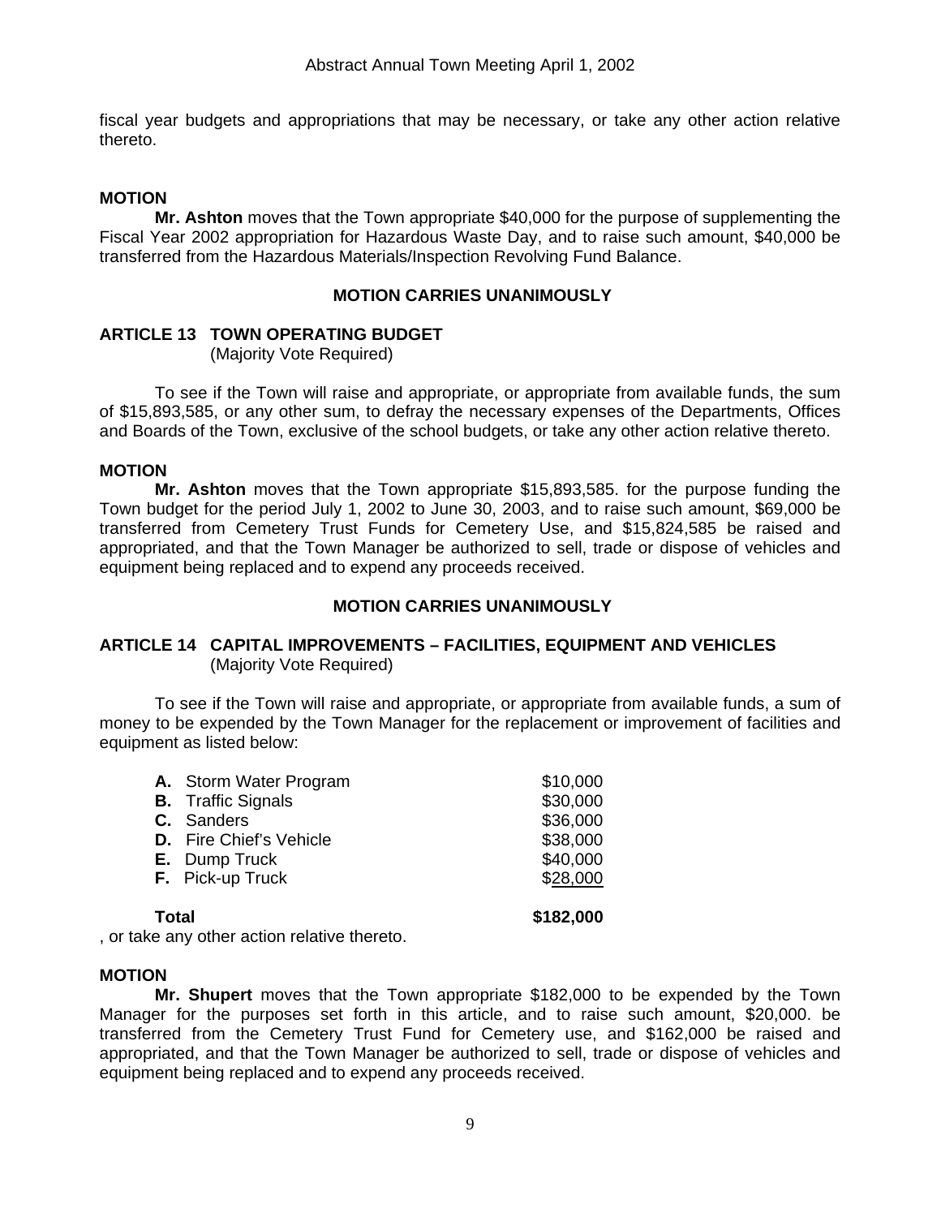fiscal year budgets and appropriations that may be necessary, or take any other action relative thereto.

**MOTION**

**Mr. Ashton** moves that the Town appropriate $40,000 for the purpose of supplementing the Fiscal Year 2002 appropriation for Hazardous Waste Day, and to raise such amount, $40,000 be transferred from the Hazardous Materials/Inspection Revolving Fund Balance.

**MOTION CARRIES UNANIMOUSLY**

**ARTICLE 13 TOWN OPERATING BUDGET**
(Majority Vote Required)

To see if the Town will raise and appropriate, or appropriate from available funds, the sum of $15,893,585, or any other sum, to defray the necessary expenses of the Departments, Offices and Boards of the Town, exclusive of the school budgets, or take any other action relative thereto.

**MOTION**

**Mr. Ashton** moves that the Town appropriate $15,893,585. for the purpose funding the Town budget for the period July 1, 2002 to June 30, 2003, and to raise such amount, $69,000 be transferred from Cemetery Trust Funds for Cemetery Use, and $15,824,585 be raised and appropriated, and that the Town Manager be authorized to sell, trade or dispose of vehicles and equipment being replaced and to expend any proceeds received.

**MOTION CARRIES UNANIMOUSLY**

**ARTICLE 14 CAPITAL IMPROVEMENTS – FACILITIES, EQUIPMENT AND VEHICLES**
(Majority Vote Required)

To see if the Town will raise and appropriate, or appropriate from available funds, a sum of money to be expended by the Town Manager for the replacement or improvement of facilities and equipment as listed below:

| | |
|---|---|
| **A.** Storm Water Program | $10,000 |
| **B.** Traffic Signals | $30,000 |
| **C.** Sanders | $36,000 |
| **D.** Fire Chief's Vehicle | $38,000 |
| **E.** Dump Truck | $40,000 |
| **F.** Pick-up Truck | $28,000 |
| **Total** | **$182,000** |

, or take any other action relative thereto.

**MOTION**

**Mr. Shupert** moves that the Town appropriate $182,000 to be expended by the Town Manager for the purposes set forth in this article, and to raise such amount, $20,000. be transferred from the Cemetery Trust Fund for Cemetery use, and $162,000 be raised and appropriated, and that the Town Manager be authorized to sell, trade or dispose of vehicles and equipment being replaced and to expend any proceeds received.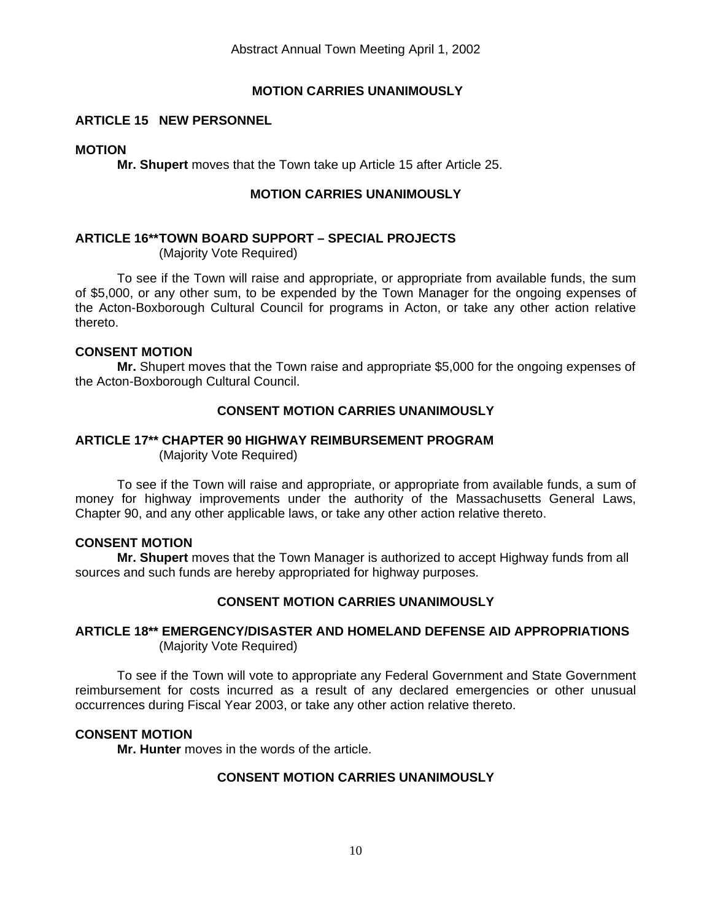**MOTION CARRIES UNANIMOUSLY**

**ARTICLE 15 NEW PERSONNEL**

**MOTION**

**Mr. Shupert** moves that the Town take up Article 15 after Article 25.

**MOTION CARRIES UNANIMOUSLY**

**ARTICLE 16**TOWN BOARD SUPPORT – SPECIAL PROJECTS**

(Majority Vote Required)

To see if the Town will raise and appropriate, or appropriate from available funds, the sum of $5,000, or any other sum, to be expended by the Town Manager for the ongoing expenses of the Acton-Boxborough Cultural Council for programs in Acton, or take any other action relative thereto.

**CONSENT MOTION**

**Mr.** Shupert moves that the Town raise and appropriate $5,000 for the ongoing expenses of the Acton-Boxborough Cultural Council.

**CONSENT MOTION CARRIES UNANIMOUSLY**

**ARTICLE 17** CHAPTER 90 HIGHWAY REIMBURSEMENT PROGRAM**

(Majority Vote Required)

To see if the Town will raise and appropriate, or appropriate from available funds, a sum of money for highway improvements under the authority of the Massachusetts General Laws, Chapter 90, and any other applicable laws, or take any other action relative thereto.

**CONSENT MOTION**

**Mr. Shupert** moves that the Town Manager is authorized to accept Highway funds from all sources and such funds are hereby appropriated for highway purposes.

**CONSENT MOTION CARRIES UNANIMOUSLY**

**ARTICLE 18** EMERGENCY/DISASTER AND HOMELAND DEFENSE AID APPROPRIATIONS**

(Majority Vote Required)

To see if the Town will vote to appropriate any Federal Government and State Government reimbursement for costs incurred as a result of any declared emergencies or other unusual occurrences during Fiscal Year 2003, or take any other action relative thereto.

**CONSENT MOTION**

**Mr. Hunter** moves in the words of the article.

**CONSENT MOTION CARRIES UNANIMOUSLY**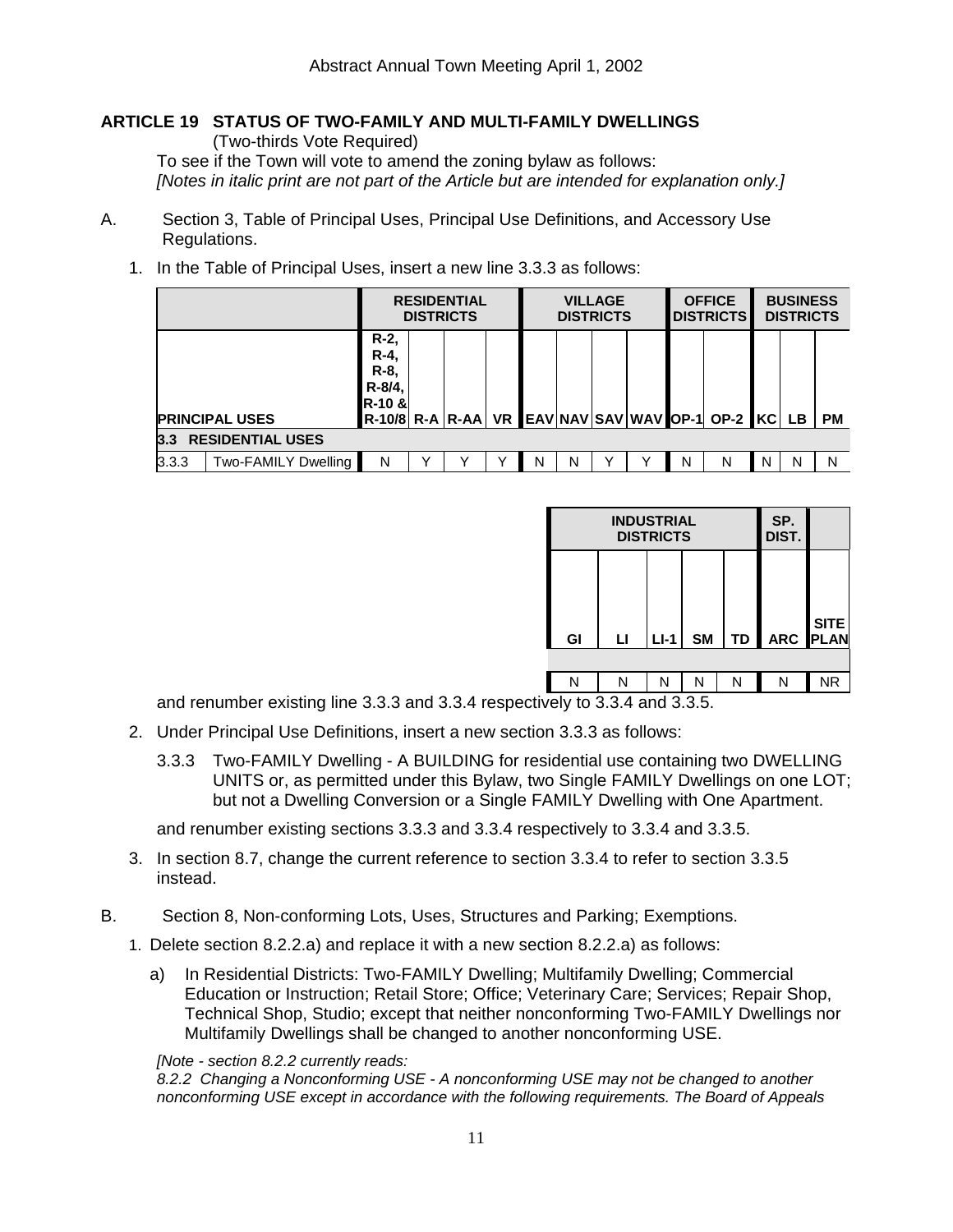**ARTICLE 19 STATUS OF TWO-FAMILY AND MULTI-FAMILY DWELLINGS**

(Two-thirds Vote Required)

To see if the Town will vote to amend the zoning bylaw as follows:

*[Notes in italic print are not part of the Article but are intended for explanation only.]*

A. Section 3, Table of Principal Uses, Principal Use Definitions, and Accessory Use Regulations.

1. In the Table of Principal Uses, insert a new line 3.3.3 as follows:

| | | RESIDENTIAL DISTRICTS | | | | VILLAGE DISTRICTS | | | | OFFICE DISTRICTS | | BUSINESS DISTRICTS | | | INDUSTRIAL DISTRICTS | | | | | SP. DIST. | |
|---|---|---|---|---|---|---|---|---|---|---|---|---|---|---|---|---|---|---|---|---|---|
| **PRINCIPAL USES** | | R-2, R-4, R-8, R-8/4, R-10 & R-10/8 | R-A | R-AA | VR | EAV | NAV | SAV | WAV | OP-1 | OP-2 | KC | LB | PM | GI | LI | LI-1 | SM | TD | ARC | SITE PLAN |
| **3.3** | **RESIDENTIAL USES** | | | | | | | | | | | | | | | | | | | | |
| 3.3.3 | Two-FAMILY Dwelling | N | Y | Y | Y | N | N | Y | Y | N | N | N | N | N | N | N | N | N | N | N | NR |

and renumber existing line 3.3.3 and 3.3.4 respectively to 3.3.4 and 3.3.5.

2. Under Principal Use Definitions, insert a new section 3.3.3 as follows:

   3.3.3 Two-FAMILY Dwelling - A BUILDING for residential use containing two DWELLING UNITS or, as permitted under this Bylaw, two Single FAMILY Dwellings on one LOT; but not a Dwelling Conversion or a Single FAMILY Dwelling with One Apartment.

   and renumber existing sections 3.3.3 and 3.3.4 respectively to 3.3.4 and 3.3.5.

3. In section 8.7, change the current reference to section 3.3.4 to refer to section 3.3.5 instead.

B. Section 8, Non-conforming Lots, Uses, Structures and Parking; Exemptions.

1. Delete section 8.2.2.a) and replace it with a new section 8.2.2.a) as follows:

   a) In Residential Districts: Two-FAMILY Dwelling; Multifamily Dwelling; Commercial Education or Instruction; Retail Store; Office; Veterinary Care; Services; Repair Shop, Technical Shop, Studio; except that neither nonconforming Two-FAMILY Dwellings nor Multifamily Dwellings shall be changed to another nonconforming USE.

   *[Note - section 8.2.2 currently reads:*
   *8.2.2 Changing a Nonconforming USE - A nonconforming USE may not be changed to another nonconforming USE except in accordance with the following requirements. The Board of Appeals*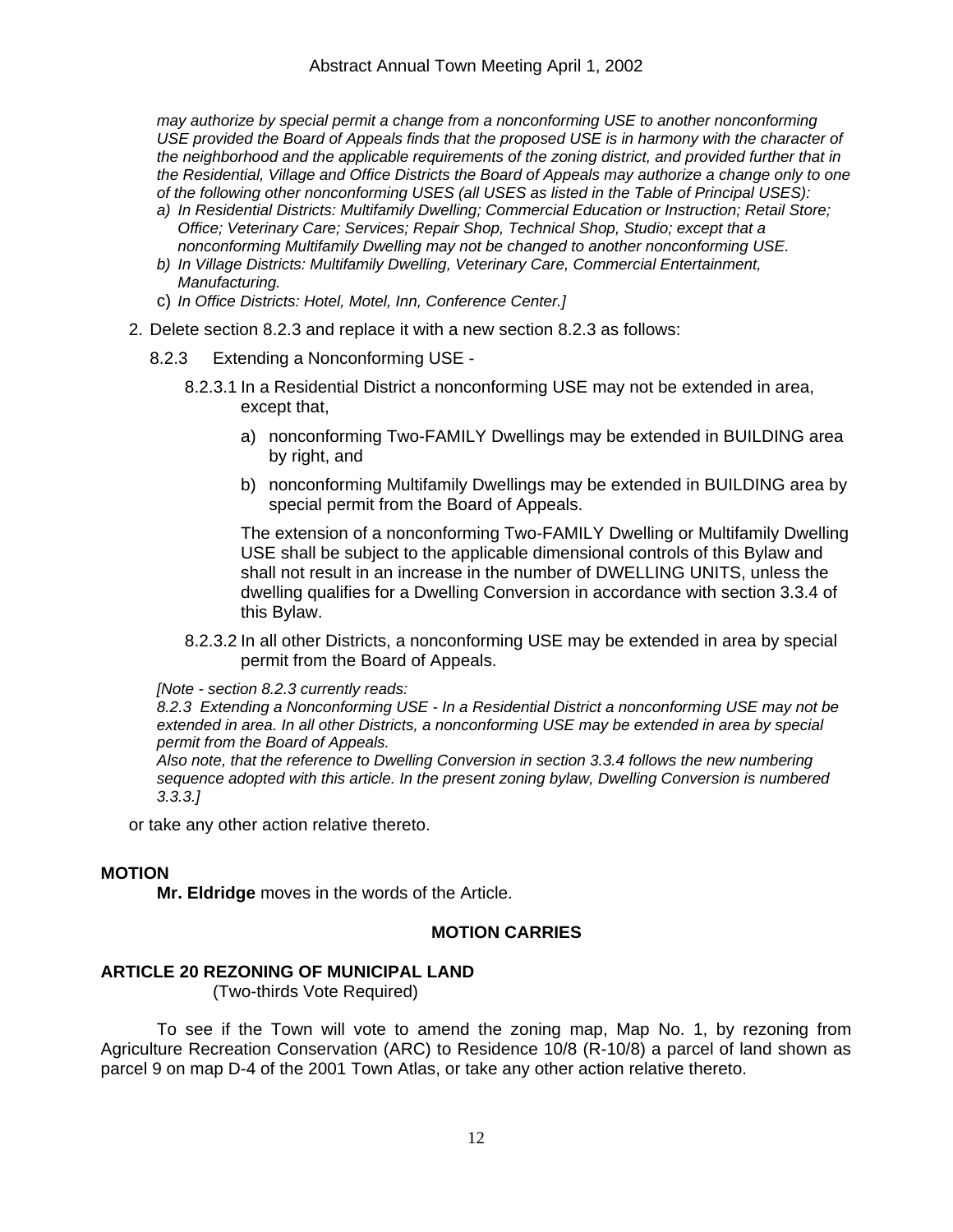*may authorize by special permit a change from a nonconforming USE to another nonconforming USE provided the Board of Appeals finds that the proposed USE is in harmony with the character of the neighborhood and the applicable requirements of the zoning district, and provided further that in the Residential, Village and Office Districts the Board of Appeals may authorize a change only to one of the following other nonconforming USES (all USES as listed in the Table of Principal USES):*

*a) In Residential Districts: Multifamily Dwelling; Commercial Education or Instruction; Retail Store; Office; Veterinary Care; Services; Repair Shop, Technical Shop, Studio; except that a nonconforming Multifamily Dwelling may not be changed to another nonconforming USE.*

*b) In Village Districts: Multifamily Dwelling, Veterinary Care, Commercial Entertainment, Manufacturing.*

c) *In Office Districts: Hotel, Motel, Inn, Conference Center.]*

2. Delete section 8.2.3 and replace it with a new section 8.2.3 as follows:

8.2.3 Extending a Nonconforming USE -

8.2.3.1 In a Residential District a nonconforming USE may not be extended in area, except that,

a) nonconforming Two-FAMILY Dwellings may be extended in BUILDING area by right, and

b) nonconforming Multifamily Dwellings may be extended in BUILDING area by special permit from the Board of Appeals.

The extension of a nonconforming Two-FAMILY Dwelling or Multifamily Dwelling USE shall be subject to the applicable dimensional controls of this Bylaw and shall not result in an increase in the number of DWELLING UNITS, unless the dwelling qualifies for a Dwelling Conversion in accordance with section 3.3.4 of this Bylaw.

8.2.3.2 In all other Districts, a nonconforming USE may be extended in area by special permit from the Board of Appeals.

*[Note - section 8.2.3 currently reads:*
*8.2.3 Extending a Nonconforming USE - In a Residential District a nonconforming USE may not be extended in area. In all other Districts, a nonconforming USE may be extended in area by special permit from the Board of Appeals.*
*Also note, that the reference to Dwelling Conversion in section 3.3.4 follows the new numbering sequence adopted with this article. In the present zoning bylaw, Dwelling Conversion is numbered 3.3.3.]*

or take any other action relative thereto.

**MOTION**

**Mr. Eldridge** moves in the words of the Article.

**MOTION CARRIES**

**ARTICLE 20 REZONING OF MUNICIPAL LAND**
(Two-thirds Vote Required)

To see if the Town will vote to amend the zoning map, Map No. 1, by rezoning from Agriculture Recreation Conservation (ARC) to Residence 10/8 (R-10/8) a parcel of land shown as parcel 9 on map D-4 of the 2001 Town Atlas, or take any other action relative thereto.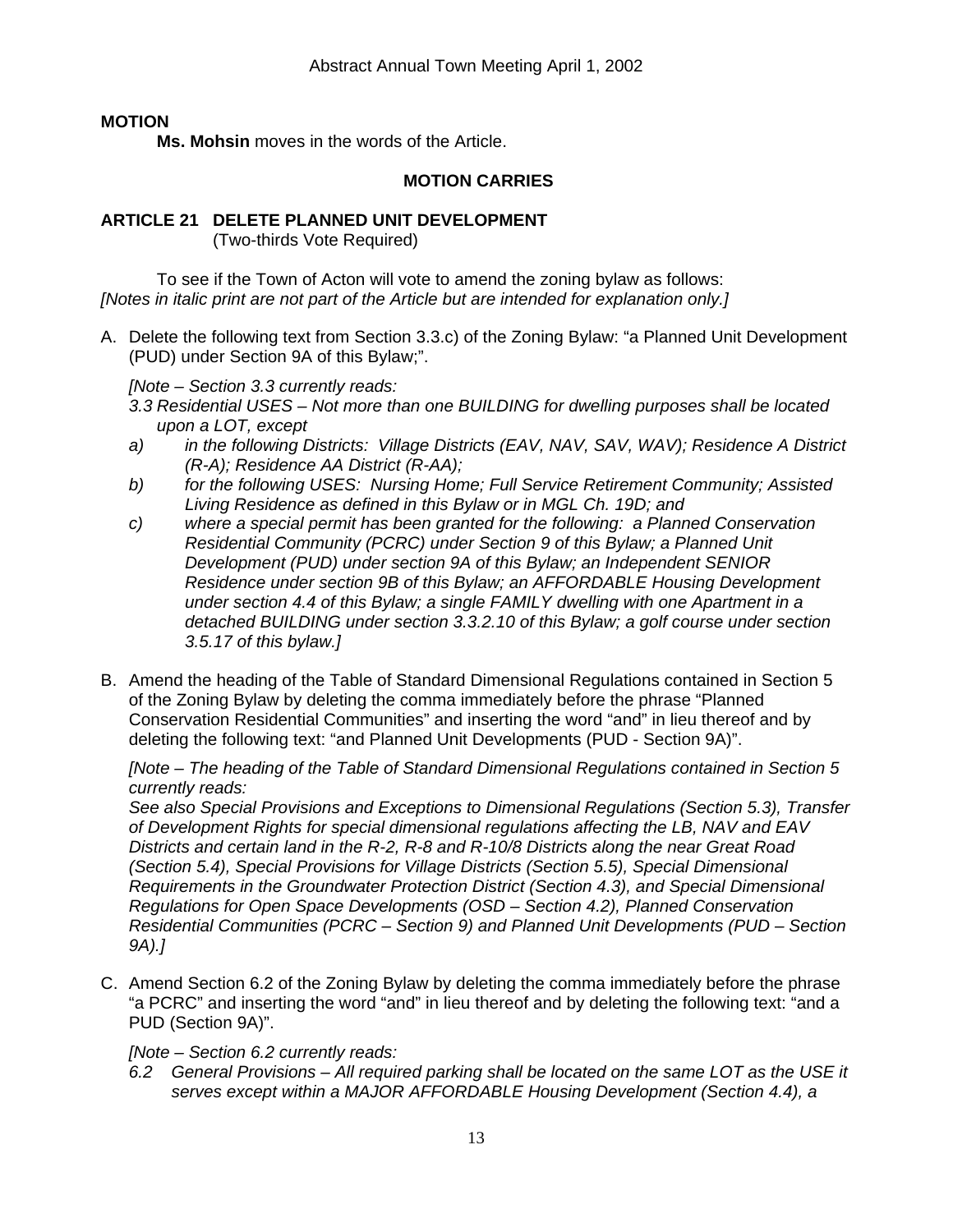**MOTION**

**Ms. Mohsin** moves in the words of the Article.

**MOTION CARRIES**

**ARTICLE 21 DELETE PLANNED UNIT DEVELOPMENT**
(Two-thirds Vote Required)

To see if the Town of Acton will vote to amend the zoning bylaw as follows:
*[Notes in italic print are not part of the Article but are intended for explanation only.]*

A. Delete the following text from Section 3.3.c) of the Zoning Bylaw: "a Planned Unit Development (PUD) under Section 9A of this Bylaw;".

   *[Note – Section 3.3 currently reads:*
   *3.3 Residential USES – Not more than one BUILDING for dwelling purposes shall be located upon a LOT, except*
   *a) in the following Districts: Village Districts (EAV, NAV, SAV, WAV); Residence A District (R-A); Residence AA District (R-AA);*
   *b) for the following USES: Nursing Home; Full Service Retirement Community; Assisted Living Residence as defined in this Bylaw or in MGL Ch. 19D; and*
   *c) where a special permit has been granted for the following: a Planned Conservation Residential Community (PCRC) under Section 9 of this Bylaw; a Planned Unit Development (PUD) under section 9A of this Bylaw; an Independent SENIOR Residence under section 9B of this Bylaw; an AFFORDABLE Housing Development under section 4.4 of this Bylaw; a single FAMILY dwelling with one Apartment in a detached BUILDING under section 3.3.2.10 of this Bylaw; a golf course under section 3.5.17 of this bylaw.]*

B. Amend the heading of the Table of Standard Dimensional Regulations contained in Section 5 of the Zoning Bylaw by deleting the comma immediately before the phrase "Planned Conservation Residential Communities" and inserting the word "and" in lieu thereof and by deleting the following text: "and Planned Unit Developments (PUD - Section 9A)".

   *[Note – The heading of the Table of Standard Dimensional Regulations contained in Section 5 currently reads:*
   *See also Special Provisions and Exceptions to Dimensional Regulations (Section 5.3), Transfer of Development Rights for special dimensional regulations affecting the LB, NAV and EAV Districts and certain land in the R-2, R-8 and R-10/8 Districts along the near Great Road (Section 5.4), Special Provisions for Village Districts (Section 5.5), Special Dimensional Requirements in the Groundwater Protection District (Section 4.3), and Special Dimensional Regulations for Open Space Developments (OSD – Section 4.2), Planned Conservation Residential Communities (PCRC – Section 9) and Planned Unit Developments (PUD – Section 9A).]*

C. Amend Section 6.2 of the Zoning Bylaw by deleting the comma immediately before the phrase "a PCRC" and inserting the word "and" in lieu thereof and by deleting the following text: "and a PUD (Section 9A)".

   *[Note – Section 6.2 currently reads:*
   *6.2 General Provisions – All required parking shall be located on the same LOT as the USE it serves except within a MAJOR AFFORDABLE Housing Development (Section 4.4), a*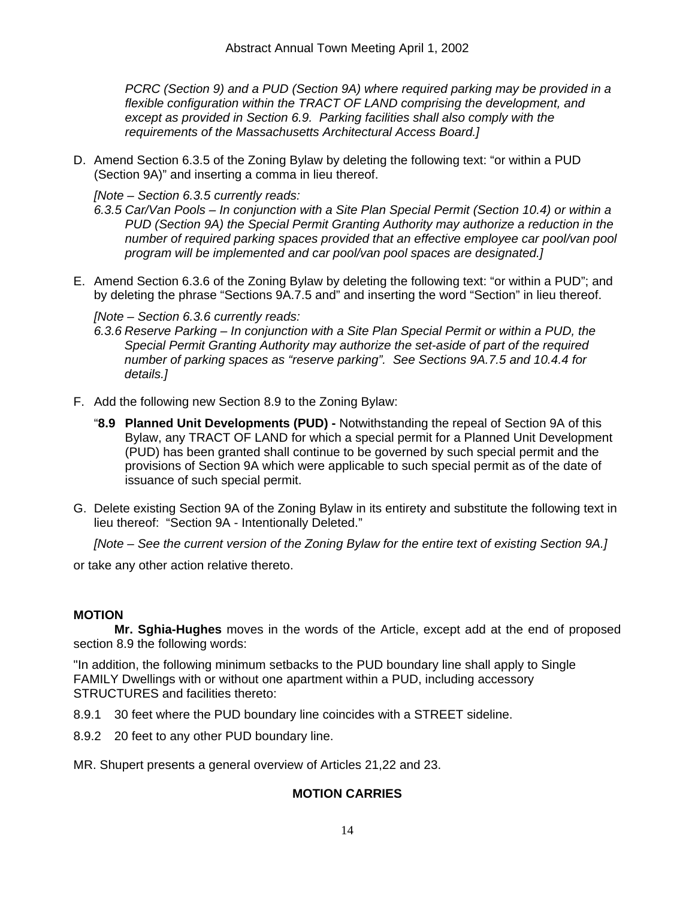*PCRC (Section 9) and a PUD (Section 9A) where required parking may be provided in a flexible configuration within the TRACT OF LAND comprising the development, and except as provided in Section 6.9. Parking facilities shall also comply with the requirements of the Massachusetts Architectural Access Board.]*

D. Amend Section 6.3.5 of the Zoning Bylaw by deleting the following text: "or within a PUD (Section 9A)" and inserting a comma in lieu thereof.

   *[Note – Section 6.3.5 currently reads:*
   *6.3.5 Car/Van Pools – In conjunction with a Site Plan Special Permit (Section 10.4) or within a PUD (Section 9A) the Special Permit Granting Authority may authorize a reduction in the number of required parking spaces provided that an effective employee car pool/van pool program will be implemented and car pool/van pool spaces are designated.]*

E. Amend Section 6.3.6 of the Zoning Bylaw by deleting the following text: "or within a PUD"; and by deleting the phrase "Sections 9A.7.5 and" and inserting the word "Section" in lieu thereof.

   *[Note – Section 6.3.6 currently reads:*
   *6.3.6 Reserve Parking – In conjunction with a Site Plan Special Permit or within a PUD, the Special Permit Granting Authority may authorize the set-aside of part of the required number of parking spaces as "reserve parking". See Sections 9A.7.5 and 10.4.4 for details.]*

F. Add the following new Section 8.9 to the Zoning Bylaw:

   "**8.9 Planned Unit Developments (PUD) -** Notwithstanding the repeal of Section 9A of this Bylaw, any TRACT OF LAND for which a special permit for a Planned Unit Development (PUD) has been granted shall continue to be governed by such special permit and the provisions of Section 9A which were applicable to such special permit as of the date of issuance of such special permit.

G. Delete existing Section 9A of the Zoning Bylaw in its entirety and substitute the following text in lieu thereof: "Section 9A - Intentionally Deleted."

   *[Note – See the current version of the Zoning Bylaw for the entire text of existing Section 9A.]*

or take any other action relative thereto.

**MOTION**

**Mr. Sghia-Hughes** moves in the words of the Article, except add at the end of proposed section 8.9 the following words:

"In addition, the following minimum setbacks to the PUD boundary line shall apply to Single FAMILY Dwellings with or without one apartment within a PUD, including accessory STRUCTURES and facilities thereto:

8.9.1 30 feet where the PUD boundary line coincides with a STREET sideline.

8.9.2 20 feet to any other PUD boundary line.

MR. Shupert presents a general overview of Articles 21,22 and 23.

**MOTION CARRIES**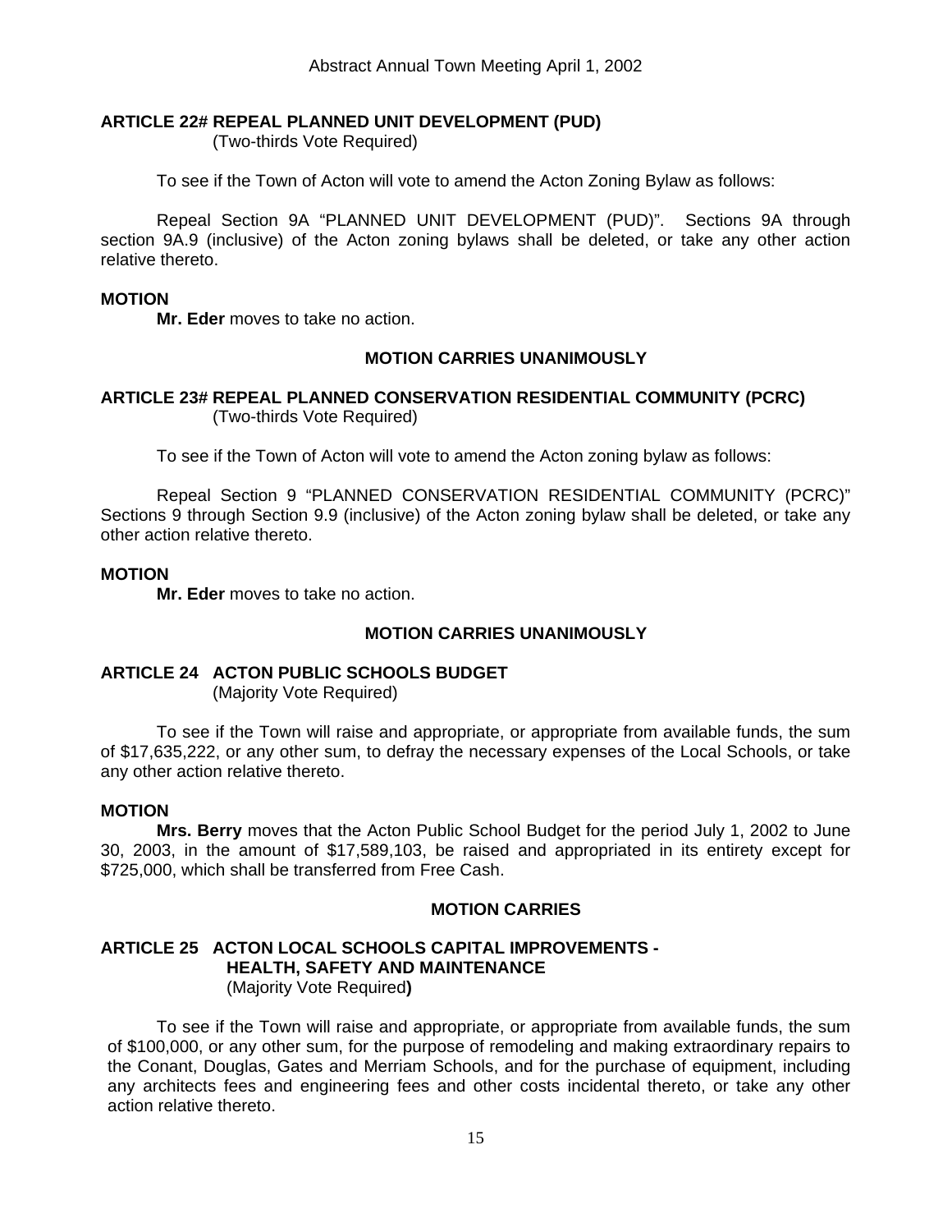**ARTICLE 22# REPEAL PLANNED UNIT DEVELOPMENT (PUD)**
(Two-thirds Vote Required)

To see if the Town of Acton will vote to amend the Acton Zoning Bylaw as follows:

Repeal Section 9A "PLANNED UNIT DEVELOPMENT (PUD)". Sections 9A through section 9A.9 (inclusive) of the Acton zoning bylaws shall be deleted, or take any other action relative thereto.

**MOTION**

**Mr. Eder** moves to take no action.

**MOTION CARRIES UNANIMOUSLY**

**ARTICLE 23# REPEAL PLANNED CONSERVATION RESIDENTIAL COMMUNITY (PCRC)**
(Two-thirds Vote Required)

To see if the Town of Acton will vote to amend the Acton zoning bylaw as follows:

Repeal Section 9 "PLANNED CONSERVATION RESIDENTIAL COMMUNITY (PCRC)" Sections 9 through Section 9.9 (inclusive) of the Acton zoning bylaw shall be deleted, or take any other action relative thereto.

**MOTION**

**Mr. Eder** moves to take no action.

**MOTION CARRIES UNANIMOUSLY**

**ARTICLE 24 ACTON PUBLIC SCHOOLS BUDGET**
(Majority Vote Required)

To see if the Town will raise and appropriate, or appropriate from available funds, the sum of $17,635,222, or any other sum, to defray the necessary expenses of the Local Schools, or take any other action relative thereto.

**MOTION**

**Mrs. Berry** moves that the Acton Public School Budget for the period July 1, 2002 to June 30, 2003, in the amount of $17,589,103, be raised and appropriated in its entirety except for $725,000, which shall be transferred from Free Cash.

**MOTION CARRIES**

**ARTICLE 25 ACTON LOCAL SCHOOLS CAPITAL IMPROVEMENTS - HEALTH, SAFETY AND MAINTENANCE**
(Majority Vote Required)

To see if the Town will raise and appropriate, or appropriate from available funds, the sum of $100,000, or any other sum, for the purpose of remodeling and making extraordinary repairs to the Conant, Douglas, Gates and Merriam Schools, and for the purchase of equipment, including any architects fees and engineering fees and other costs incidental thereto, or take any other action relative thereto.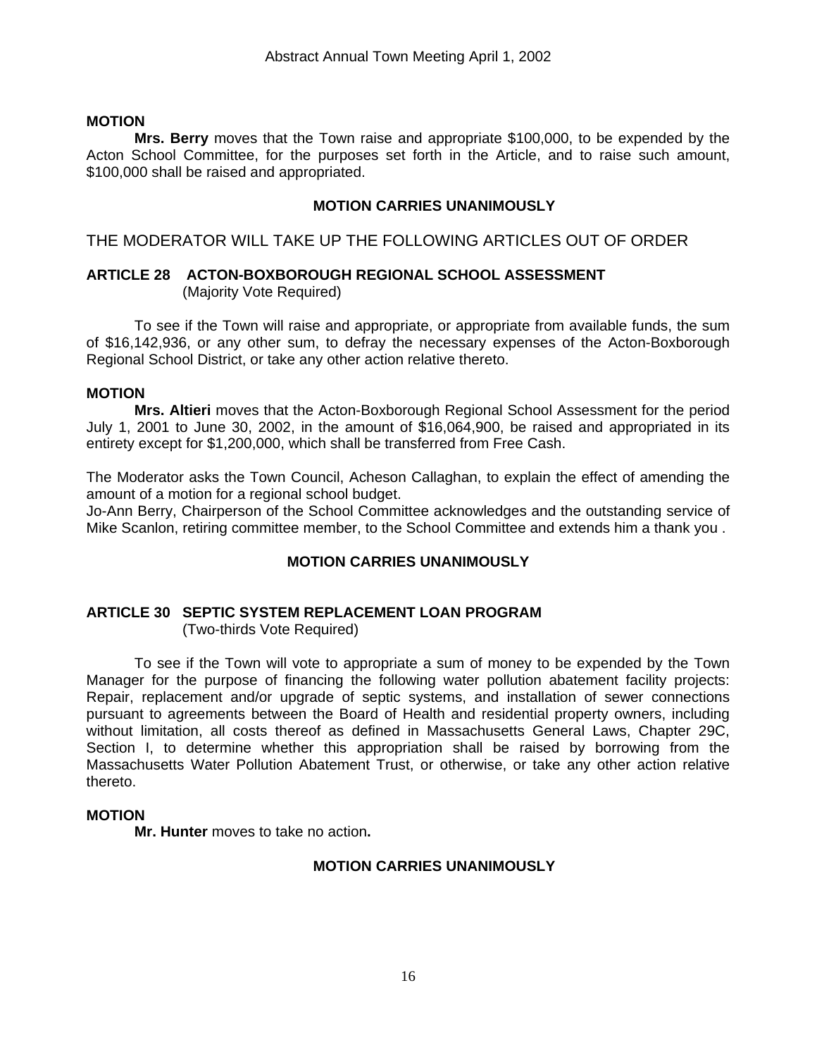**MOTION**

**Mrs. Berry** moves that the Town raise and appropriate $100,000, to be expended by the Acton School Committee, for the purposes set forth in the Article, and to raise such amount, $100,000 shall be raised and appropriated.

**MOTION CARRIES UNANIMOUSLY**

THE MODERATOR WILL TAKE UP THE FOLLOWING ARTICLES OUT OF ORDER

## ARTICLE 28 ACTON-BOXBOROUGH REGIONAL SCHOOL ASSESSMENT

(Majority Vote Required)

To see if the Town will raise and appropriate, or appropriate from available funds, the sum of $16,142,936, or any other sum, to defray the necessary expenses of the Acton-Boxborough Regional School District, or take any other action relative thereto.

**MOTION**

**Mrs. Altieri** moves that the Acton-Boxborough Regional School Assessment for the period July 1, 2001 to June 30, 2002, in the amount of $16,064,900, be raised and appropriated in its entirety except for $1,200,000, which shall be transferred from Free Cash.

The Moderator asks the Town Council, Acheson Callaghan, to explain the effect of amending the amount of a motion for a regional school budget.
Jo-Ann Berry, Chairperson of the School Committee acknowledges and the outstanding service of Mike Scanlon, retiring committee member, to the School Committee and extends him a thank you .

**MOTION CARRIES UNANIMOUSLY**

## ARTICLE 30 SEPTIC SYSTEM REPLACEMENT LOAN PROGRAM

(Two-thirds Vote Required)

To see if the Town will vote to appropriate a sum of money to be expended by the Town Manager for the purpose of financing the following water pollution abatement facility projects: Repair, replacement and/or upgrade of septic systems, and installation of sewer connections pursuant to agreements between the Board of Health and residential property owners, including without limitation, all costs thereof as defined in Massachusetts General Laws, Chapter 29C, Section I, to determine whether this appropriation shall be raised by borrowing from the Massachusetts Water Pollution Abatement Trust, or otherwise, or take any other action relative thereto.

**MOTION**

**Mr. Hunter** moves to take no action**.**

**MOTION CARRIES UNANIMOUSLY**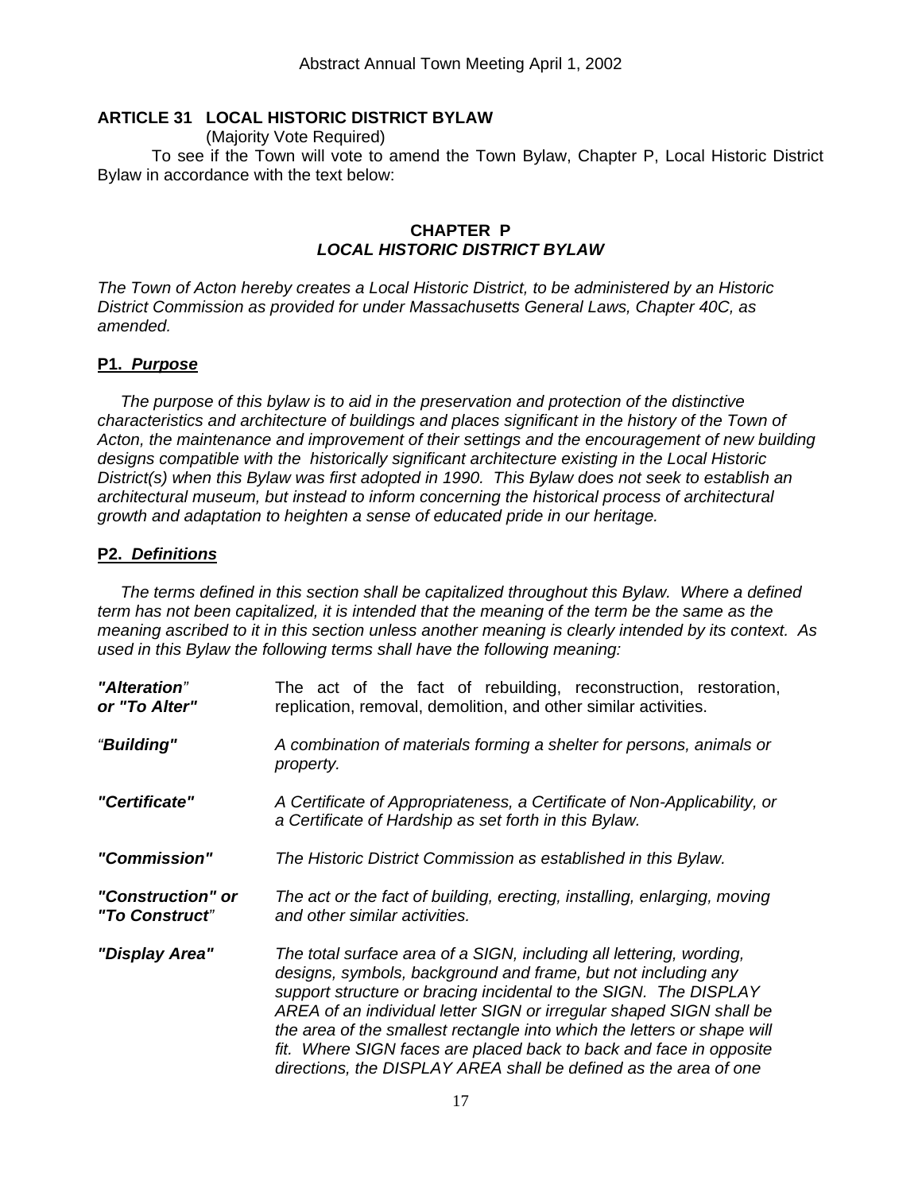## ARTICLE 31 LOCAL HISTORIC DISTRICT BYLAW

(Majority Vote Required)

To see if the Town will vote to amend the Town Bylaw, Chapter P, Local Historic District Bylaw in accordance with the text below:

### CHAPTER P
### *LOCAL HISTORIC DISTRICT BYLAW*

*The Town of Acton hereby creates a Local Historic District, to be administered by an Historic District Commission as provided for under Massachusetts General Laws, Chapter 40C, as amended.*

#### **P1. *Purpose***

*The purpose of this bylaw is to aid in the preservation and protection of the distinctive characteristics and architecture of buildings and places significant in the history of the Town of Acton, the maintenance and improvement of their settings and the encouragement of new building designs compatible with the historically significant architecture existing in the Local Historic District(s) when this Bylaw was first adopted in 1990. This Bylaw does not seek to establish an architectural museum, but instead to inform concerning the historical process of architectural growth and adaptation to heighten a sense of educated pride in our heritage.*

#### **P2. *Definitions***

*The terms defined in this section shall be capitalized throughout this Bylaw. Where a defined term has not been capitalized, it is intended that the meaning of the term be the same as the meaning ascribed to it in this section unless another meaning is clearly intended by its context. As used in this Bylaw the following terms shall have the following meaning:*

***"Alteration" or "To Alter"*** The act of the fact of rebuilding, reconstruction, restoration, replication, removal, demolition, and other similar activities.

***"Building"*** *A combination of materials forming a shelter for persons, animals or property.*

***"Certificate"*** *A Certificate of Appropriateness, a Certificate of Non-Applicability, or a Certificate of Hardship as set forth in this Bylaw.*

***"Commission"*** *The Historic District Commission as established in this Bylaw.*

***"Construction" or "To Construct"*** *The act or the fact of building, erecting, installing, enlarging, moving and other similar activities.*

***"Display Area"*** *The total surface area of a SIGN, including all lettering, wording, designs, symbols, background and frame, but not including any support structure or bracing incidental to the SIGN. The DISPLAY AREA of an individual letter SIGN or irregular shaped SIGN shall be the area of the smallest rectangle into which the letters or shape will fit. Where SIGN faces are placed back to back and face in opposite directions, the DISPLAY AREA shall be defined as the area of one*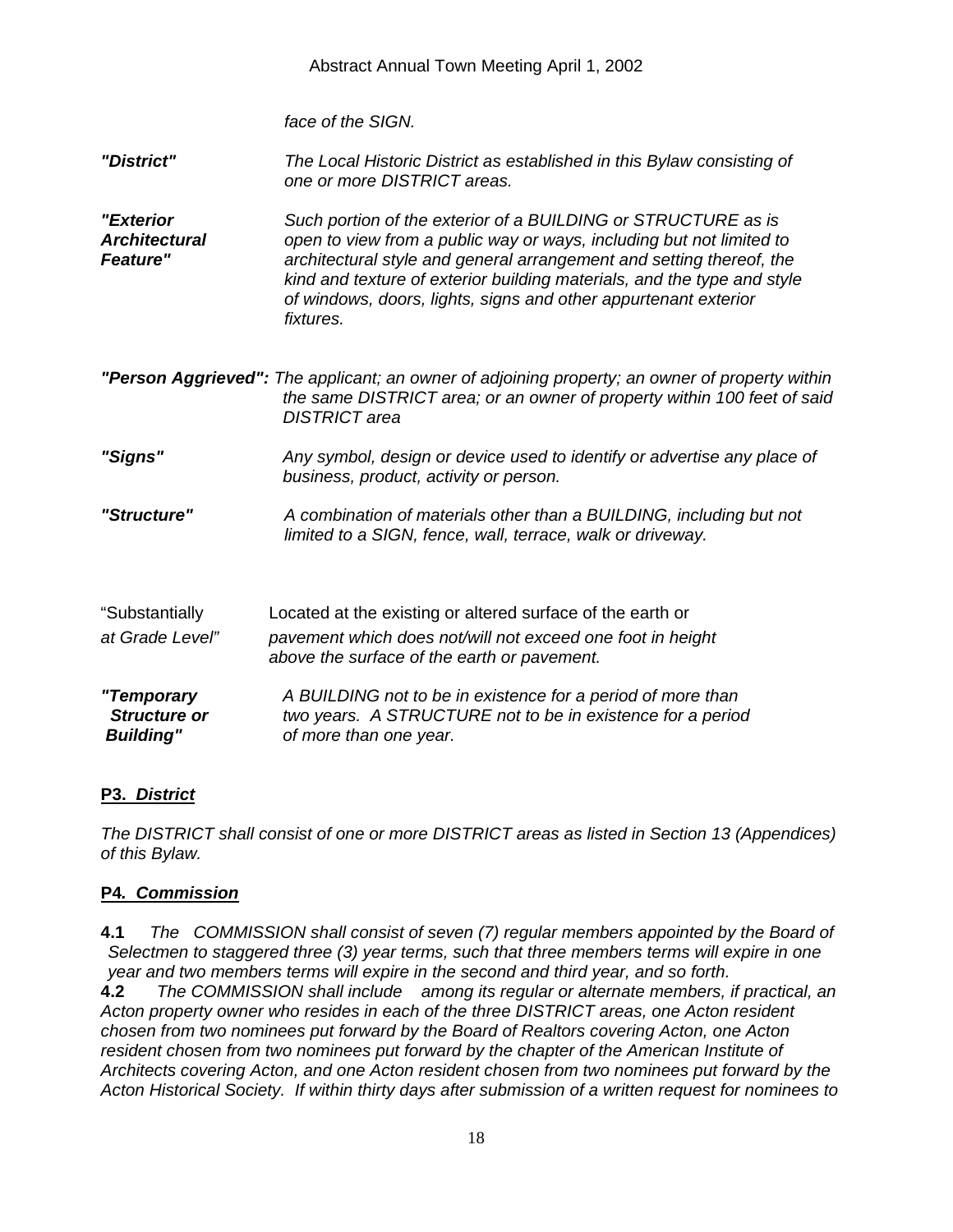face of the SIGN.

| | |
|---|---|
| ***"District"*** | *The Local Historic District as established in this Bylaw consisting of one or more DISTRICT areas.* |
| ***"Exterior Architectural Feature"*** | *Such portion of the exterior of a BUILDING or STRUCTURE as is open to view from a public way or ways, including but not limited to architectural style and general arrangement and setting thereof, the kind and texture of exterior building materials, and the type and style of windows, doors, lights, signs and other appurtenant exterior fixtures.* |
| ***"Person Aggrieved":*** | *The applicant; an owner of adjoining property; an owner of property within the same DISTRICT area; or an owner of property within 100 feet of said DISTRICT area* |
| ***"Signs"*** | *Any symbol, design or device used to identify or advertise any place of business, product, activity or person.* |
| ***"Structure"*** | *A combination of materials other than a BUILDING, including but not limited to a SIGN, fence, wall, terrace, walk or driveway.* |
| "Substantially *at Grade Level"* | Located at the existing or altered surface of the earth or *pavement which does not/will not exceed one foot in height above the surface of the earth or pavement.* |
| ***"Temporary Structure or Building"*** | *A BUILDING not to be in existence for a period of more than two years. A STRUCTURE not to be in existence for a period of more than one year.* |

## **P3. *District***

*The DISTRICT shall consist of one or more DISTRICT areas as listed in Section 13 (Appendices) of this Bylaw.*

## **P4. *Commission***

**4.1** *The COMMISSION shall consist of seven (7) regular members appointed by the Board of Selectmen to staggered three (3) year terms, such that three members terms will expire in one year and two members terms will expire in the second and third year, and so forth.*

**4.2** *The COMMISSION shall include among its regular or alternate members, if practical, an Acton property owner who resides in each of the three DISTRICT areas, one Acton resident chosen from two nominees put forward by the Board of Realtors covering Acton, one Acton resident chosen from two nominees put forward by the chapter of the American Institute of Architects covering Acton, and one Acton resident chosen from two nominees put forward by the Acton Historical Society. If within thirty days after submission of a written request for nominees to*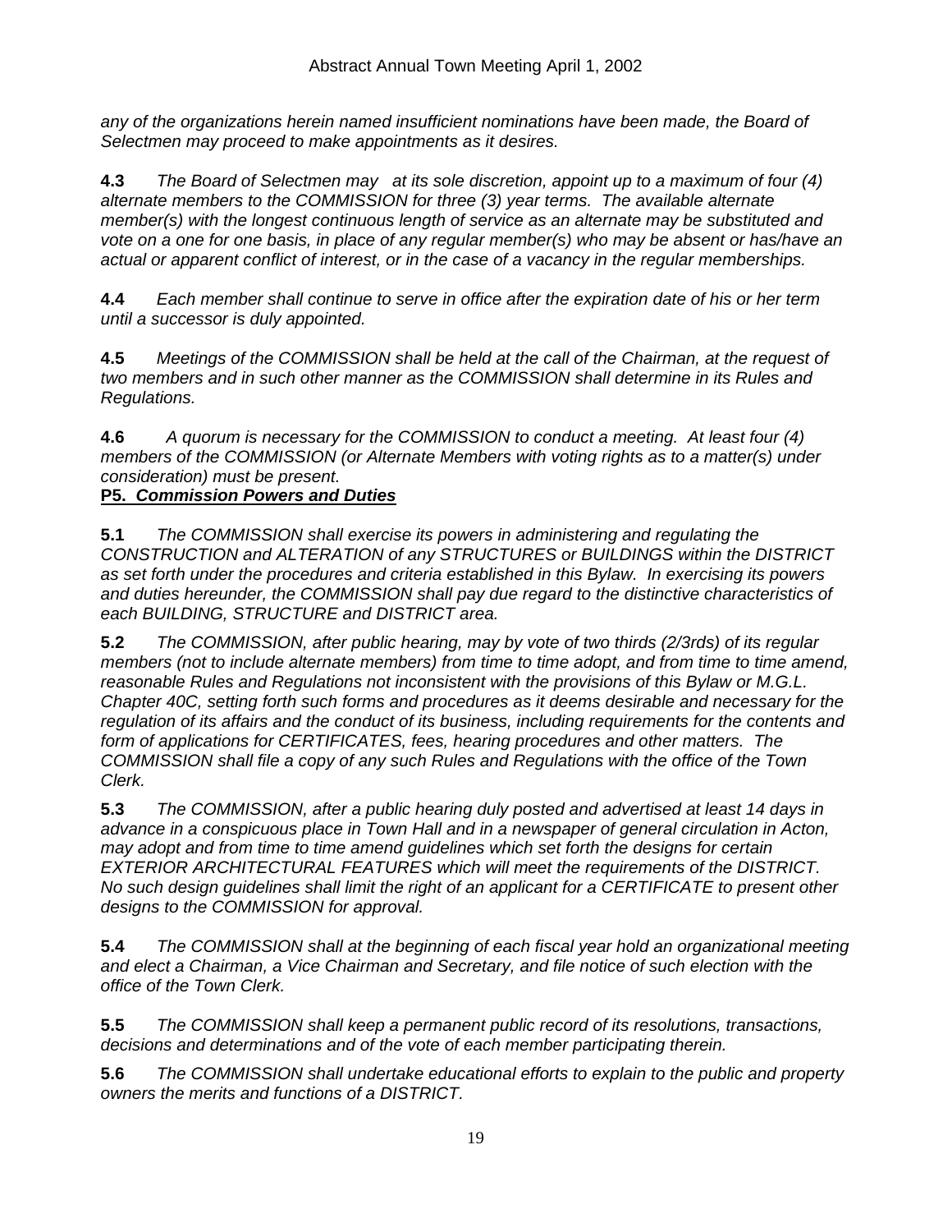*any of the organizations herein named insufficient nominations have been made, the Board of Selectmen may proceed to make appointments as it desires.*

**4.3** *The Board of Selectmen may at its sole discretion, appoint up to a maximum of four (4) alternate members to the COMMISSION for three (3) year terms. The available alternate member(s) with the longest continuous length of service as an alternate may be substituted and vote on a one for one basis, in place of any regular member(s) who may be absent or has/have an actual or apparent conflict of interest, or in the case of a vacancy in the regular memberships.*

**4.4** *Each member shall continue to serve in office after the expiration date of his or her term until a successor is duly appointed.*

**4.5** *Meetings of the COMMISSION shall be held at the call of the Chairman, at the request of two members and in such other manner as the COMMISSION shall determine in its Rules and Regulations.*

**4.6** *A quorum is necessary for the COMMISSION to conduct a meeting. At least four (4) members of the COMMISSION (or Alternate Members with voting rights as to a matter(s) under consideration) must be present.*

**P5. *Commission Powers and Duties***

**5.1** *The COMMISSION shall exercise its powers in administering and regulating the CONSTRUCTION and ALTERATION of any STRUCTURES or BUILDINGS within the DISTRICT as set forth under the procedures and criteria established in this Bylaw. In exercising its powers and duties hereunder, the COMMISSION shall pay due regard to the distinctive characteristics of each BUILDING, STRUCTURE and DISTRICT area.*

**5.2** *The COMMISSION, after public hearing, may by vote of two thirds (2/3rds) of its regular members (not to include alternate members) from time to time adopt, and from time to time amend, reasonable Rules and Regulations not inconsistent with the provisions of this Bylaw or M.G.L. Chapter 40C, setting forth such forms and procedures as it deems desirable and necessary for the regulation of its affairs and the conduct of its business, including requirements for the contents and form of applications for CERTIFICATES, fees, hearing procedures and other matters. The COMMISSION shall file a copy of any such Rules and Regulations with the office of the Town Clerk.*

**5.3** *The COMMISSION, after a public hearing duly posted and advertised at least 14 days in advance in a conspicuous place in Town Hall and in a newspaper of general circulation in Acton, may adopt and from time to time amend guidelines which set forth the designs for certain EXTERIOR ARCHITECTURAL FEATURES which will meet the requirements of the DISTRICT. No such design guidelines shall limit the right of an applicant for a CERTIFICATE to present other designs to the COMMISSION for approval.*

**5.4** *The COMMISSION shall at the beginning of each fiscal year hold an organizational meeting and elect a Chairman, a Vice Chairman and Secretary, and file notice of such election with the office of the Town Clerk.*

**5.5** *The COMMISSION shall keep a permanent public record of its resolutions, transactions, decisions and determinations and of the vote of each member participating therein.*

**5.6** *The COMMISSION shall undertake educational efforts to explain to the public and property owners the merits and functions of a DISTRICT.*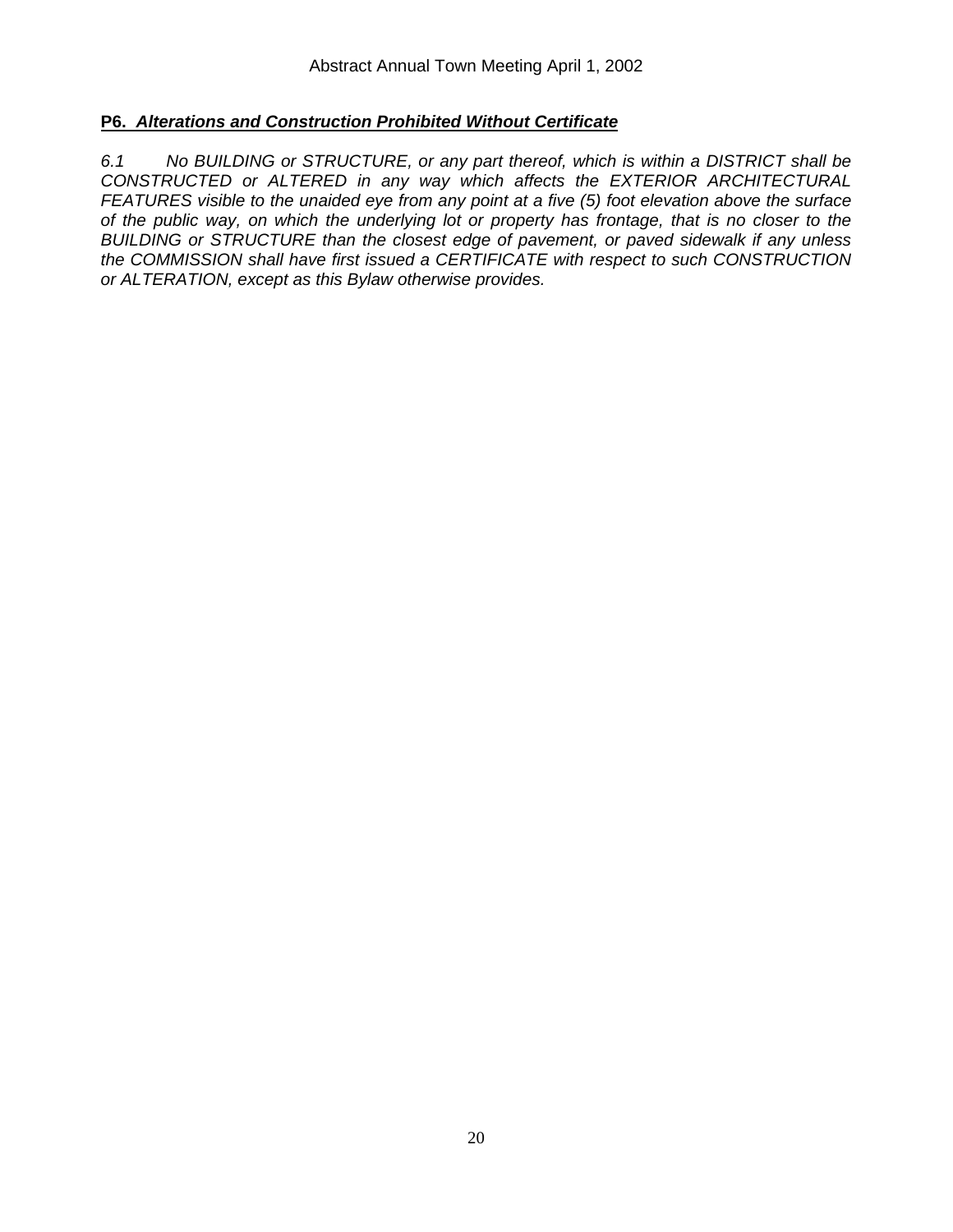**P6. *Alterations and Construction Prohibited Without Certificate***

*6.1 No BUILDING or STRUCTURE, or any part thereof, which is within a DISTRICT shall be CONSTRUCTED or ALTERED in any way which affects the EXTERIOR ARCHITECTURAL FEATURES visible to the unaided eye from any point at a five (5) foot elevation above the surface of the public way, on which the underlying lot or property has frontage, that is no closer to the BUILDING or STRUCTURE than the closest edge of pavement, or paved sidewalk if any unless the COMMISSION shall have first issued a CERTIFICATE with respect to such CONSTRUCTION or ALTERATION, except as this Bylaw otherwise provides.*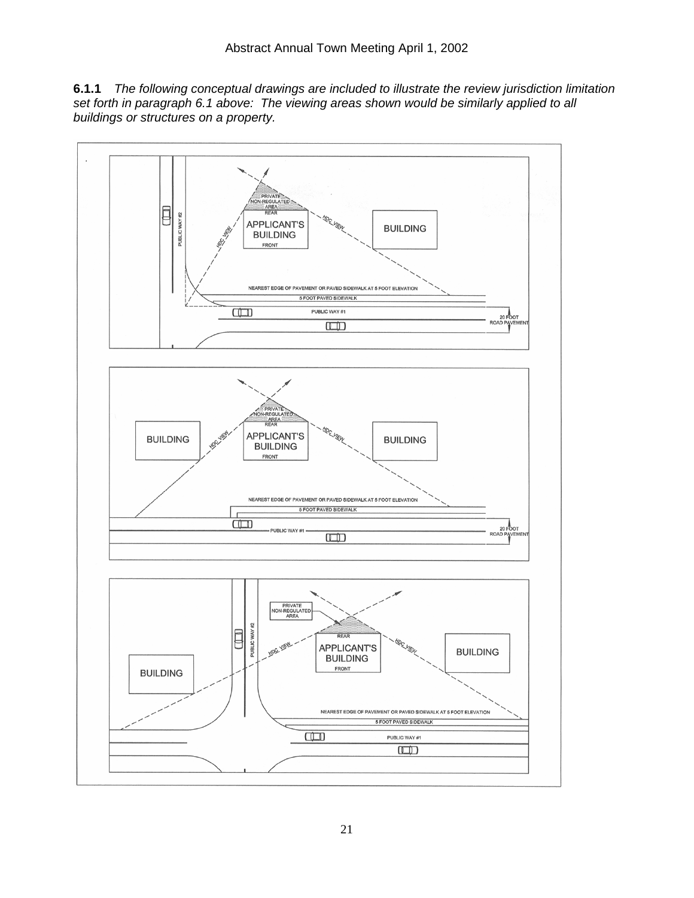**6.1.1** *The following conceptual drawings are included to illustrate the review jurisdiction limitation set forth in paragraph 6.1 above: The viewing areas shown would be similarly applied to all buildings or structures on a property.*

PRIVATE NON-REGULATED AREA

REAR

APPLICANT'S BUILDING

FRONT

HDC VIEW

HDC VIEW

BUILDING

PUBLIC WAY #2

NEAREST EDGE OF PAVEMENT OR PAVED SIDEWALK AT 5 FOOT ELEVATION

5 FOOT PAVED SIDEWALK

PUBLIC WAY #1

20 FOOT ROAD PAVEMENT

PRIVATE NON-REGULATED AREA

REAR

BUILDING

APPLICANT'S BUILDING

FRONT

HDC VIEW

HDC VIEW

BUILDING

NEAREST EDGE OF PAVEMENT OR PAVED SIDEWALK AT 5 FOOT ELEVATION

5 FOOT PAVED SIDEWALK

PUBLIC WAY #1

20 FOOT ROAD PAVEMENT

PRIVATE NON-REGULATED AREA

REAR

PUBLIC WAY #2

HDC VIEW

APPLICANT'S BUILDING

FRONT

HDC VIEW

BUILDING

BUILDING

NEAREST EDGE OF PAVEMENT OR PAVED SIDEWALK AT 5 FOOT ELEVATION

5 FOOT PAVED SIDEWALK

PUBLIC WAY #1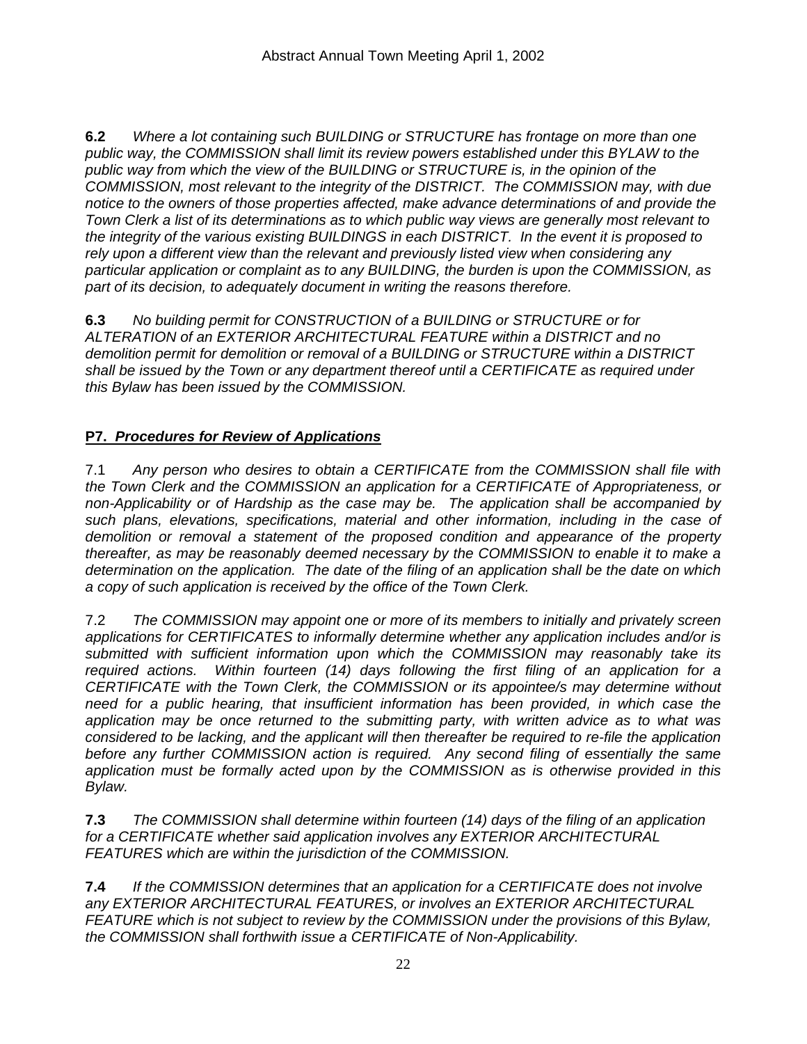**6.2** *Where a lot containing such BUILDING or STRUCTURE has frontage on more than one public way, the COMMISSION shall limit its review powers established under this BYLAW to the public way from which the view of the BUILDING or STRUCTURE is, in the opinion of the COMMISSION, most relevant to the integrity of the DISTRICT. The COMMISSION may, with due notice to the owners of those properties affected, make advance determinations of and provide the Town Clerk a list of its determinations as to which public way views are generally most relevant to the integrity of the various existing BUILDINGS in each DISTRICT. In the event it is proposed to rely upon a different view than the relevant and previously listed view when considering any particular application or complaint as to any BUILDING, the burden is upon the COMMISSION, as part of its decision, to adequately document in writing the reasons therefore.*

**6.3** *No building permit for CONSTRUCTION of a BUILDING or STRUCTURE or for ALTERATION of an EXTERIOR ARCHITECTURAL FEATURE within a DISTRICT and no demolition permit for demolition or removal of a BUILDING or STRUCTURE within a DISTRICT shall be issued by the Town or any department thereof until a CERTIFICATE as required under this Bylaw has been issued by the COMMISSION.*

## **P7. *Procedures for Review of Applications***

7.1 *Any person who desires to obtain a CERTIFICATE from the COMMISSION shall file with the Town Clerk and the COMMISSION an application for a CERTIFICATE of Appropriateness, or non-Applicability or of Hardship as the case may be. The application shall be accompanied by such plans, elevations, specifications, material and other information, including in the case of demolition or removal a statement of the proposed condition and appearance of the property thereafter, as may be reasonably deemed necessary by the COMMISSION to enable it to make a determination on the application. The date of the filing of an application shall be the date on which a copy of such application is received by the office of the Town Clerk.*

7.2 *The COMMISSION may appoint one or more of its members to initially and privately screen applications for CERTIFICATES to informally determine whether any application includes and/or is submitted with sufficient information upon which the COMMISSION may reasonably take its required actions. Within fourteen (14) days following the first filing of an application for a CERTIFICATE with the Town Clerk, the COMMISSION or its appointee/s may determine without need for a public hearing, that insufficient information has been provided, in which case the application may be once returned to the submitting party, with written advice as to what was considered to be lacking, and the applicant will then thereafter be required to re-file the application before any further COMMISSION action is required. Any second filing of essentially the same application must be formally acted upon by the COMMISSION as is otherwise provided in this Bylaw.*

**7.3** *The COMMISSION shall determine within fourteen (14) days of the filing of an application for a CERTIFICATE whether said application involves any EXTERIOR ARCHITECTURAL FEATURES which are within the jurisdiction of the COMMISSION.*

**7.4** *If the COMMISSION determines that an application for a CERTIFICATE does not involve any EXTERIOR ARCHITECTURAL FEATURES, or involves an EXTERIOR ARCHITECTURAL FEATURE which is not subject to review by the COMMISSION under the provisions of this Bylaw, the COMMISSION shall forthwith issue a CERTIFICATE of Non-Applicability.*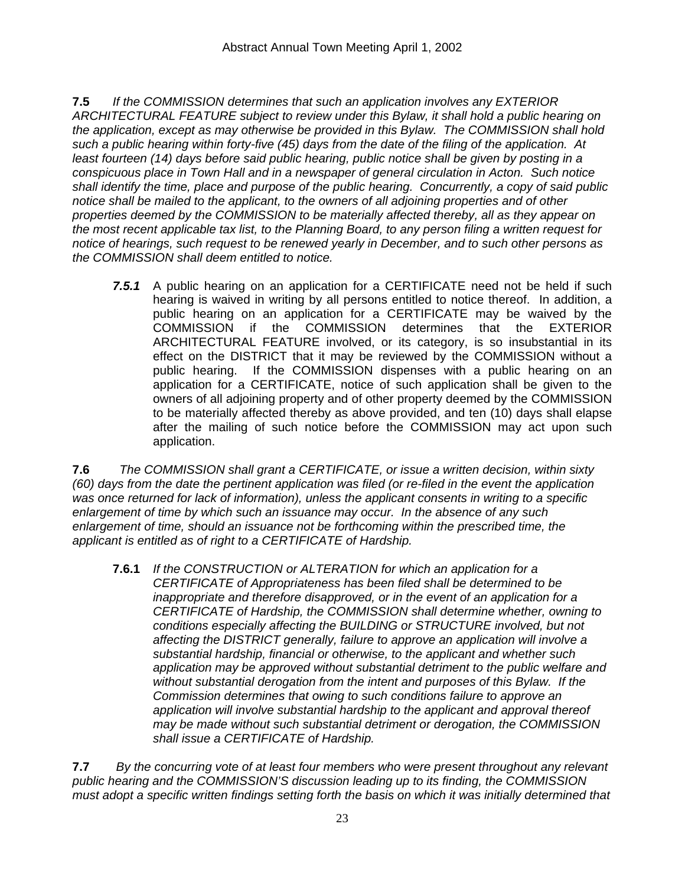**7.5** *If the COMMISSION determines that such an application involves any EXTERIOR ARCHITECTURAL FEATURE subject to review under this Bylaw, it shall hold a public hearing on the application, except as may otherwise be provided in this Bylaw. The COMMISSION shall hold such a public hearing within forty-five (45) days from the date of the filing of the application. At least fourteen (14) days before said public hearing, public notice shall be given by posting in a conspicuous place in Town Hall and in a newspaper of general circulation in Acton. Such notice shall identify the time, place and purpose of the public hearing. Concurrently, a copy of said public notice shall be mailed to the applicant, to the owners of all adjoining properties and of other properties deemed by the COMMISSION to be materially affected thereby, all as they appear on the most recent applicable tax list, to the Planning Board, to any person filing a written request for notice of hearings, such request to be renewed yearly in December, and to such other persons as the COMMISSION shall deem entitled to notice.*

> ***7.5.1*** A public hearing on an application for a CERTIFICATE need not be held if such hearing is waived in writing by all persons entitled to notice thereof. In addition, a public hearing on an application for a CERTIFICATE may be waived by the COMMISSION if the COMMISSION determines that the EXTERIOR ARCHITECTURAL FEATURE involved, or its category, is so insubstantial in its effect on the DISTRICT that it may be reviewed by the COMMISSION without a public hearing. If the COMMISSION dispenses with a public hearing on an application for a CERTIFICATE, notice of such application shall be given to the owners of all adjoining property and of other property deemed by the COMMISSION to be materially affected thereby as above provided, and ten (10) days shall elapse after the mailing of such notice before the COMMISSION may act upon such application.

**7.6** *The COMMISSION shall grant a CERTIFICATE, or issue a written decision, within sixty (60) days from the date the pertinent application was filed (or re-filed in the event the application was once returned for lack of information), unless the applicant consents in writing to a specific enlargement of time by which such an issuance may occur. In the absence of any such enlargement of time, should an issuance not be forthcoming within the prescribed time, the applicant is entitled as of right to a CERTIFICATE of Hardship.*

> **7.6.1** *If the CONSTRUCTION or ALTERATION for which an application for a CERTIFICATE of Appropriateness has been filed shall be determined to be inappropriate and therefore disapproved, or in the event of an application for a CERTIFICATE of Hardship, the COMMISSION shall determine whether, owning to conditions especially affecting the BUILDING or STRUCTURE involved, but not affecting the DISTRICT generally, failure to approve an application will involve a substantial hardship, financial or otherwise, to the applicant and whether such application may be approved without substantial detriment to the public welfare and without substantial derogation from the intent and purposes of this Bylaw. If the Commission determines that owing to such conditions failure to approve an application will involve substantial hardship to the applicant and approval thereof may be made without such substantial detriment or derogation, the COMMISSION shall issue a CERTIFICATE of Hardship.*

**7.7** *By the concurring vote of at least four members who were present throughout any relevant public hearing and the COMMISSION'S discussion leading up to its finding, the COMMISSION must adopt a specific written findings setting forth the basis on which it was initially determined that*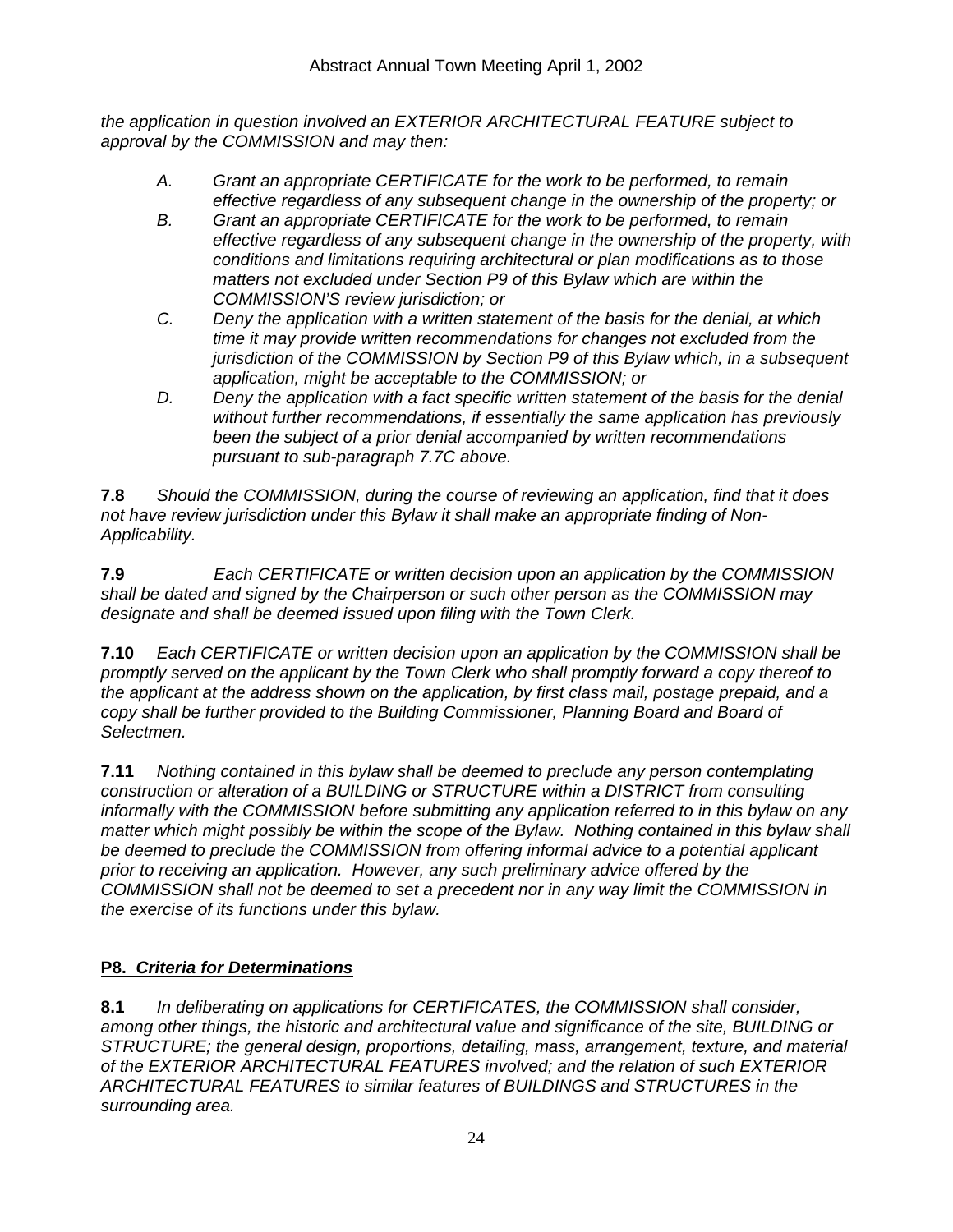*the application in question involved an EXTERIOR ARCHITECTURAL FEATURE subject to approval by the COMMISSION and may then:*

- *A. Grant an appropriate CERTIFICATE for the work to be performed, to remain effective regardless of any subsequent change in the ownership of the property; or*
- *B. Grant an appropriate CERTIFICATE for the work to be performed, to remain effective regardless of any subsequent change in the ownership of the property, with conditions and limitations requiring architectural or plan modifications as to those matters not excluded under Section P9 of this Bylaw which are within the COMMISSION'S review jurisdiction; or*
- *C. Deny the application with a written statement of the basis for the denial, at which time it may provide written recommendations for changes not excluded from the jurisdiction of the COMMISSION by Section P9 of this Bylaw which, in a subsequent application, might be acceptable to the COMMISSION; or*
- *D. Deny the application with a fact specific written statement of the basis for the denial without further recommendations, if essentially the same application has previously been the subject of a prior denial accompanied by written recommendations pursuant to sub-paragraph 7.7C above.*

**7.8** *Should the COMMISSION, during the course of reviewing an application, find that it does not have review jurisdiction under this Bylaw it shall make an appropriate finding of Non-Applicability.*

**7.9** *Each CERTIFICATE or written decision upon an application by the COMMISSION shall be dated and signed by the Chairperson or such other person as the COMMISSION may designate and shall be deemed issued upon filing with the Town Clerk.*

**7.10** *Each CERTIFICATE or written decision upon an application by the COMMISSION shall be promptly served on the applicant by the Town Clerk who shall promptly forward a copy thereof to the applicant at the address shown on the application, by first class mail, postage prepaid, and a copy shall be further provided to the Building Commissioner, Planning Board and Board of Selectmen.*

**7.11** *Nothing contained in this bylaw shall be deemed to preclude any person contemplating construction or alteration of a BUILDING or STRUCTURE within a DISTRICT from consulting informally with the COMMISSION before submitting any application referred to in this bylaw on any matter which might possibly be within the scope of the Bylaw. Nothing contained in this bylaw shall be deemed to preclude the COMMISSION from offering informal advice to a potential applicant prior to receiving an application. However, any such preliminary advice offered by the COMMISSION shall not be deemed to set a precedent nor in any way limit the COMMISSION in the exercise of its functions under this bylaw.*

## P8. *Criteria for Determinations*

**8.1** *In deliberating on applications for CERTIFICATES, the COMMISSION shall consider, among other things, the historic and architectural value and significance of the site, BUILDING or STRUCTURE; the general design, proportions, detailing, mass, arrangement, texture, and material of the EXTERIOR ARCHITECTURAL FEATURES involved; and the relation of such EXTERIOR ARCHITECTURAL FEATURES to similar features of BUILDINGS and STRUCTURES in the surrounding area.*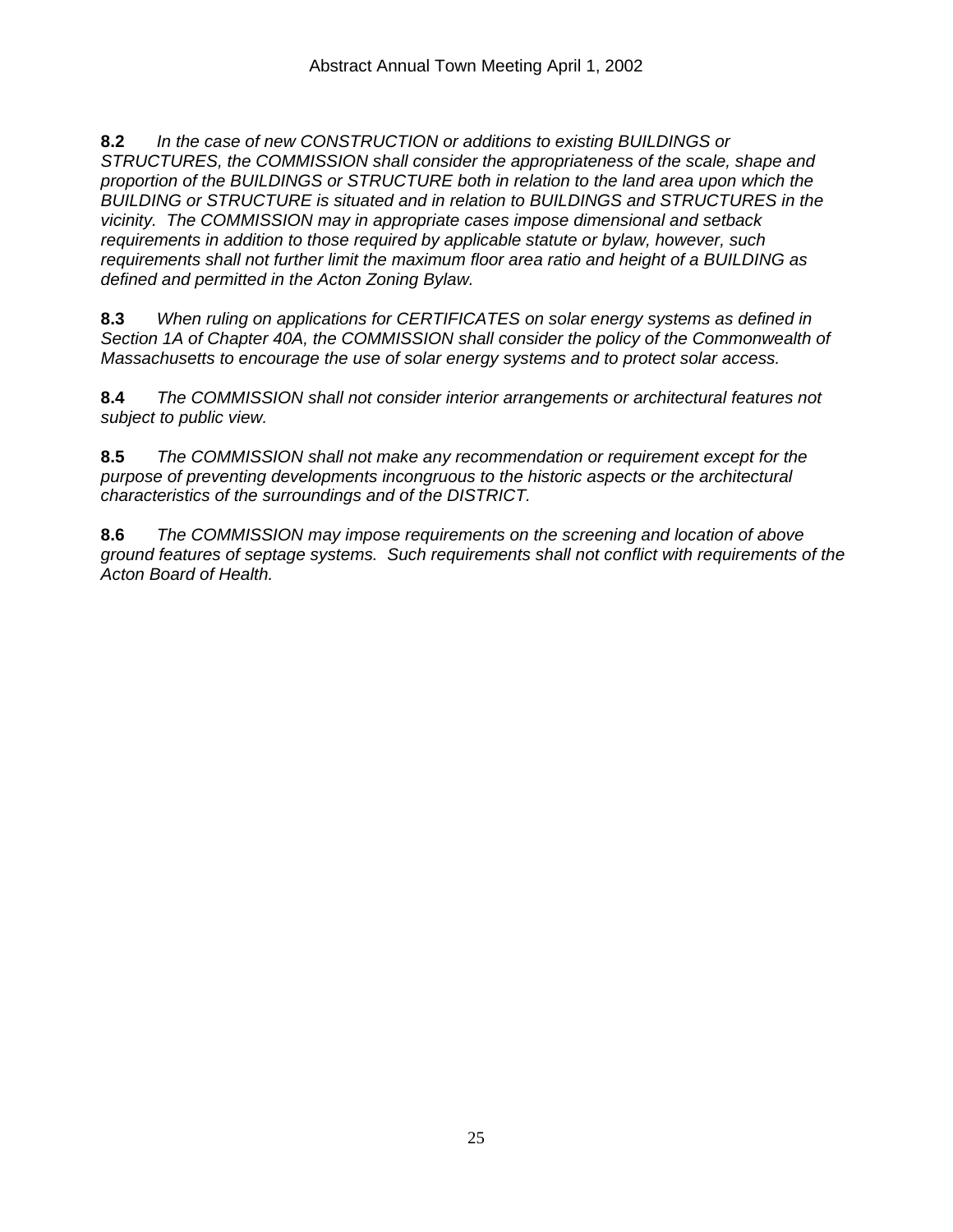**8.2** *In the case of new CONSTRUCTION or additions to existing BUILDINGS or STRUCTURES, the COMMISSION shall consider the appropriateness of the scale, shape and proportion of the BUILDINGS or STRUCTURE both in relation to the land area upon which the BUILDING or STRUCTURE is situated and in relation to BUILDINGS and STRUCTURES in the vicinity. The COMMISSION may in appropriate cases impose dimensional and setback requirements in addition to those required by applicable statute or bylaw, however, such requirements shall not further limit the maximum floor area ratio and height of a BUILDING as defined and permitted in the Acton Zoning Bylaw.*

**8.3** *When ruling on applications for CERTIFICATES on solar energy systems as defined in Section 1A of Chapter 40A, the COMMISSION shall consider the policy of the Commonwealth of Massachusetts to encourage the use of solar energy systems and to protect solar access.*

**8.4** *The COMMISSION shall not consider interior arrangements or architectural features not subject to public view.*

**8.5** *The COMMISSION shall not make any recommendation or requirement except for the purpose of preventing developments incongruous to the historic aspects or the architectural characteristics of the surroundings and of the DISTRICT.*

**8.6** *The COMMISSION may impose requirements on the screening and location of above ground features of septage systems. Such requirements shall not conflict with requirements of the Acton Board of Health.*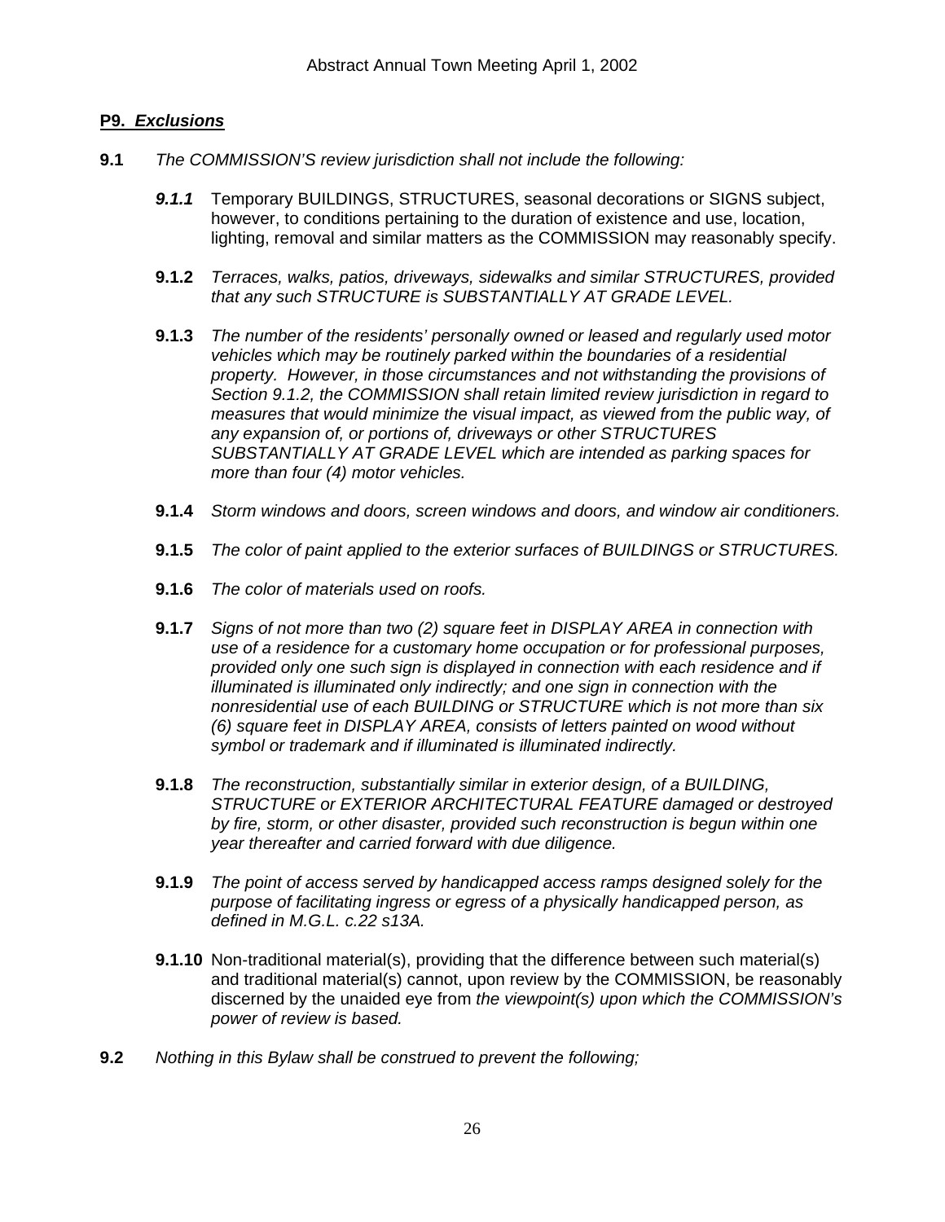## **P9. *Exclusions***

**9.1** *The COMMISSION'S review jurisdiction shall not include the following:*

***9.1.1*** Temporary BUILDINGS, STRUCTURES, seasonal decorations or SIGNS subject, however, to conditions pertaining to the duration of existence and use, location, lighting, removal and similar matters as the COMMISSION may reasonably specify.

**9.1.2** *Terraces, walks, patios, driveways, sidewalks and similar STRUCTURES, provided that any such STRUCTURE is SUBSTANTIALLY AT GRADE LEVEL.*

**9.1.3** *The number of the residents' personally owned or leased and regularly used motor vehicles which may be routinely parked within the boundaries of a residential property. However, in those circumstances and not withstanding the provisions of Section 9.1.2, the COMMISSION shall retain limited review jurisdiction in regard to measures that would minimize the visual impact, as viewed from the public way, of any expansion of, or portions of, driveways or other STRUCTURES SUBSTANTIALLY AT GRADE LEVEL which are intended as parking spaces for more than four (4) motor vehicles.*

**9.1.4** *Storm windows and doors, screen windows and doors, and window air conditioners.*

**9.1.5** *The color of paint applied to the exterior surfaces of BUILDINGS or STRUCTURES.*

**9.1.6** *The color of materials used on roofs.*

**9.1.7** *Signs of not more than two (2) square feet in DISPLAY AREA in connection with use of a residence for a customary home occupation or for professional purposes, provided only one such sign is displayed in connection with each residence and if illuminated is illuminated only indirectly; and one sign in connection with the nonresidential use of each BUILDING or STRUCTURE which is not more than six (6) square feet in DISPLAY AREA, consists of letters painted on wood without symbol or trademark and if illuminated is illuminated indirectly.*

**9.1.8** *The reconstruction, substantially similar in exterior design, of a BUILDING, STRUCTURE or EXTERIOR ARCHITECTURAL FEATURE damaged or destroyed by fire, storm, or other disaster, provided such reconstruction is begun within one year thereafter and carried forward with due diligence.*

**9.1.9** *The point of access served by handicapped access ramps designed solely for the purpose of facilitating ingress or egress of a physically handicapped person, as defined in M.G.L. c.22 s13A.*

**9.1.10** Non-traditional material(s), providing that the difference between such material(s) and traditional material(s) cannot, upon review by the COMMISSION, be reasonably discerned by the unaided eye from *the viewpoint(s) upon which the COMMISSION's power of review is based.*

**9.2** *Nothing in this Bylaw shall be construed to prevent the following;*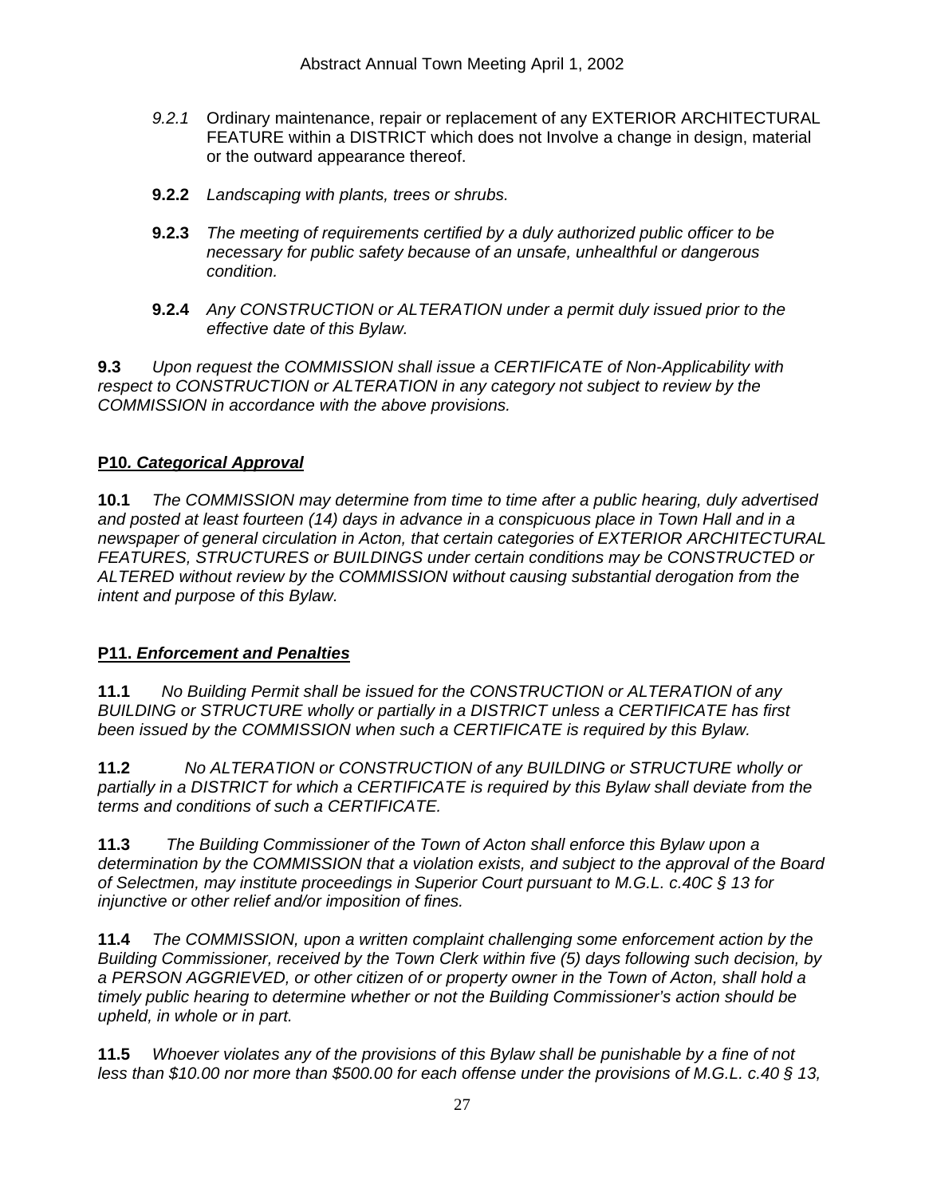*9.2.1* Ordinary maintenance, repair or replacement of any EXTERIOR ARCHITECTURAL FEATURE within a DISTRICT which does not Involve a change in design, material or the outward appearance thereof.

**9.2.2** *Landscaping with plants, trees or shrubs.*

**9.2.3** *The meeting of requirements certified by a duly authorized public officer to be necessary for public safety because of an unsafe, unhealthful or dangerous condition.*

**9.2.4** *Any CONSTRUCTION or ALTERATION under a permit duly issued prior to the effective date of this Bylaw.*

**9.3** *Upon request the COMMISSION shall issue a CERTIFICATE of Non-Applicability with respect to CONSTRUCTION or ALTERATION in any category not subject to review by the COMMISSION in accordance with the above provisions.*

## P10. *Categorical Approval*

**10.1** *The COMMISSION may determine from time to time after a public hearing, duly advertised and posted at least fourteen (14) days in advance in a conspicuous place in Town Hall and in a newspaper of general circulation in Acton, that certain categories of EXTERIOR ARCHITECTURAL FEATURES, STRUCTURES or BUILDINGS under certain conditions may be CONSTRUCTED or ALTERED without review by the COMMISSION without causing substantial derogation from the intent and purpose of this Bylaw.*

## P11. *Enforcement and Penalties*

**11.1** *No Building Permit shall be issued for the CONSTRUCTION or ALTERATION of any BUILDING or STRUCTURE wholly or partially in a DISTRICT unless a CERTIFICATE has first been issued by the COMMISSION when such a CERTIFICATE is required by this Bylaw.*

**11.2** *No ALTERATION or CONSTRUCTION of any BUILDING or STRUCTURE wholly or partially in a DISTRICT for which a CERTIFICATE is required by this Bylaw shall deviate from the terms and conditions of such a CERTIFICATE.*

**11.3** *The Building Commissioner of the Town of Acton shall enforce this Bylaw upon a determination by the COMMISSION that a violation exists, and subject to the approval of the Board of Selectmen, may institute proceedings in Superior Court pursuant to M.G.L. c.40C § 13 for injunctive or other relief and/or imposition of fines.*

**11.4** *The COMMISSION, upon a written complaint challenging some enforcement action by the Building Commissioner, received by the Town Clerk within five (5) days following such decision, by a PERSON AGGRIEVED, or other citizen of or property owner in the Town of Acton, shall hold a timely public hearing to determine whether or not the Building Commissioner's action should be upheld, in whole or in part.*

**11.5** *Whoever violates any of the provisions of this Bylaw shall be punishable by a fine of not less than $10.00 nor more than $500.00 for each offense under the provisions of M.G.L. c.40 § 13,*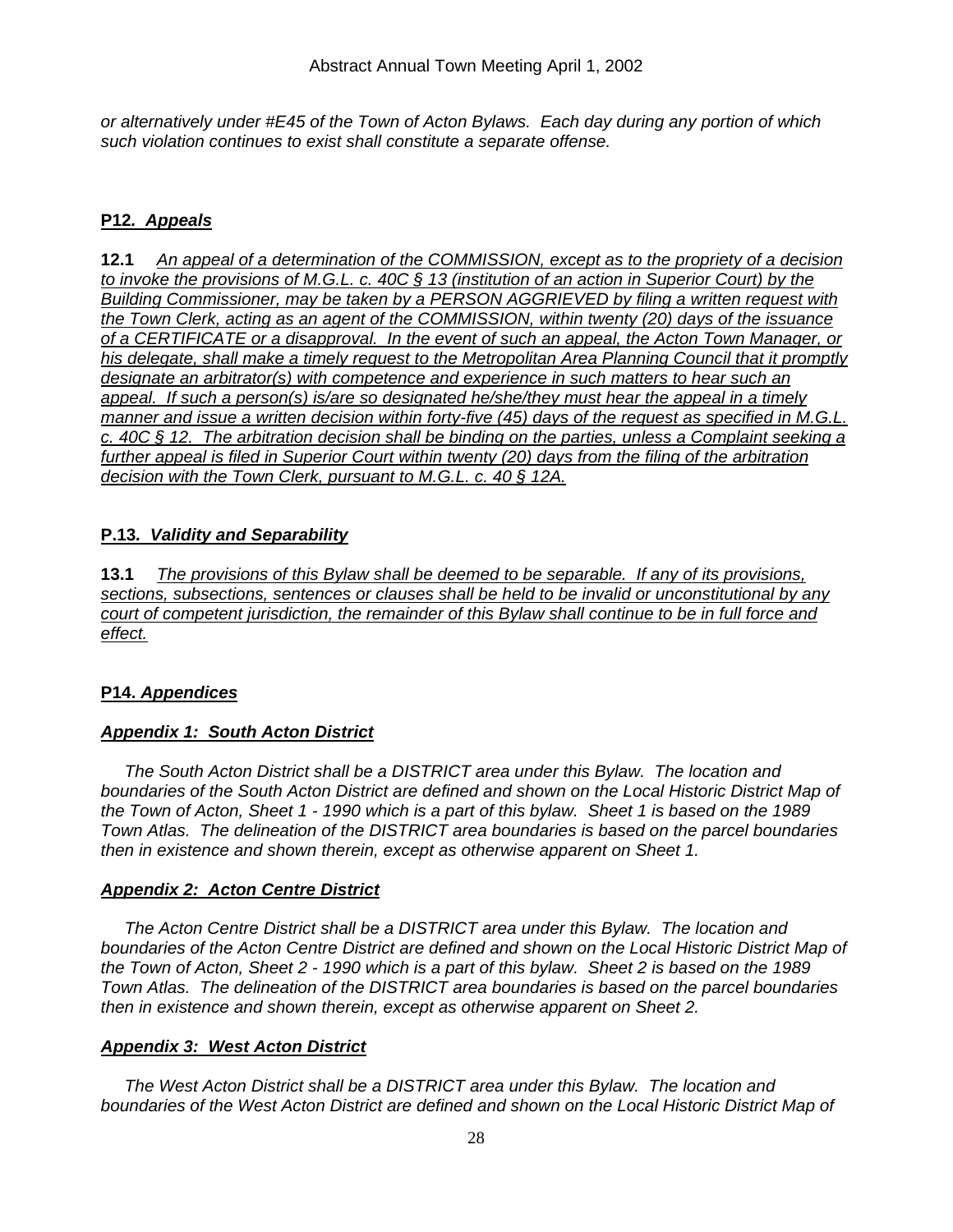*or alternatively under #E45 of the Town of Acton Bylaws. Each day during any portion of which such violation continues to exist shall constitute a separate offense.*

**P12.** ***Appeals***

**12.1** *An appeal of a determination of the COMMISSION, except as to the propriety of a decision to invoke the provisions of M.G.L. c. 40C § 13 (institution of an action in Superior Court) by the Building Commissioner, may be taken by a PERSON AGGRIEVED by filing a written request with the Town Clerk, acting as an agent of the COMMISSION, within twenty (20) days of the issuance of a CERTIFICATE or a disapproval. In the event of such an appeal, the Acton Town Manager, or his delegate, shall make a timely request to the Metropolitan Area Planning Council that it promptly designate an arbitrator(s) with competence and experience in such matters to hear such an appeal. If such a person(s) is/are so designated he/she/they must hear the appeal in a timely manner and issue a written decision within forty-five (45) days of the request as specified in M.G.L. c. 40C § 12. The arbitration decision shall be binding on the parties, unless a Complaint seeking a further appeal is filed in Superior Court within twenty (20) days from the filing of the arbitration decision with the Town Clerk, pursuant to M.G.L. c. 40 § 12A.*

**P.13.** ***Validity and Separability***

**13.1** *The provisions of this Bylaw shall be deemed to be separable. If any of its provisions, sections, subsections, sentences or clauses shall be held to be invalid or unconstitutional by any court of competent jurisdiction, the remainder of this Bylaw shall continue to be in full force and effect.*

**P14.** ***Appendices***

***Appendix 1: South Acton District***

*The South Acton District shall be a DISTRICT area under this Bylaw. The location and boundaries of the South Acton District are defined and shown on the Local Historic District Map of the Town of Acton, Sheet 1 - 1990 which is a part of this bylaw. Sheet 1 is based on the 1989 Town Atlas. The delineation of the DISTRICT area boundaries is based on the parcel boundaries then in existence and shown therein, except as otherwise apparent on Sheet 1.*

***Appendix 2: Acton Centre District***

*The Acton Centre District shall be a DISTRICT area under this Bylaw. The location and boundaries of the Acton Centre District are defined and shown on the Local Historic District Map of the Town of Acton, Sheet 2 - 1990 which is a part of this bylaw. Sheet 2 is based on the 1989 Town Atlas. The delineation of the DISTRICT area boundaries is based on the parcel boundaries then in existence and shown therein, except as otherwise apparent on Sheet 2.*

***Appendix 3: West Acton District***

*The West Acton District shall be a DISTRICT area under this Bylaw. The location and boundaries of the West Acton District are defined and shown on the Local Historic District Map of*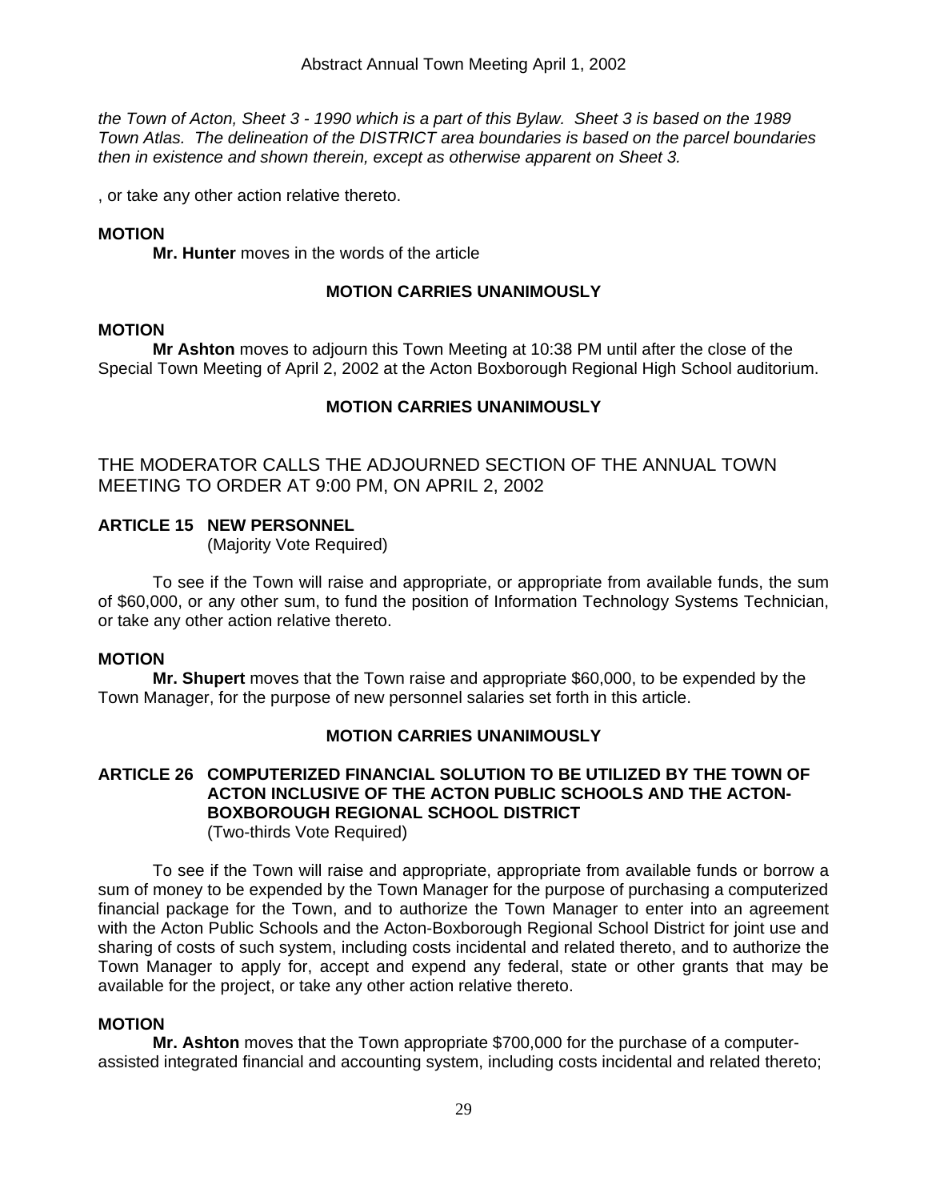*the Town of Acton, Sheet 3 - 1990 which is a part of this Bylaw. Sheet 3 is based on the 1989 Town Atlas. The delineation of the DISTRICT area boundaries is based on the parcel boundaries then in existence and shown therein, except as otherwise apparent on Sheet 3.*

, or take any other action relative thereto.

**MOTION**

**Mr. Hunter** moves in the words of the article

**MOTION CARRIES UNANIMOUSLY**

**MOTION**

**Mr Ashton** moves to adjourn this Town Meeting at 10:38 PM until after the close of the Special Town Meeting of April 2, 2002 at the Acton Boxborough Regional High School auditorium.

**MOTION CARRIES UNANIMOUSLY**

## THE MODERATOR CALLS THE ADJOURNED SECTION OF THE ANNUAL TOWN MEETING TO ORDER AT 9:00 PM, ON APRIL 2, 2002

### ARTICLE 15 NEW PERSONNEL

(Majority Vote Required)

To see if the Town will raise and appropriate, or appropriate from available funds, the sum of $60,000, or any other sum, to fund the position of Information Technology Systems Technician, or take any other action relative thereto.

**MOTION**

**Mr. Shupert** moves that the Town raise and appropriate $60,000, to be expended by the Town Manager, for the purpose of new personnel salaries set forth in this article.

**MOTION CARRIES UNANIMOUSLY**

### ARTICLE 26 COMPUTERIZED FINANCIAL SOLUTION TO BE UTILIZED BY THE TOWN OF ACTON INCLUSIVE OF THE ACTON PUBLIC SCHOOLS AND THE ACTON-BOXBOROUGH REGIONAL SCHOOL DISTRICT

(Two-thirds Vote Required)

To see if the Town will raise and appropriate, appropriate from available funds or borrow a sum of money to be expended by the Town Manager for the purpose of purchasing a computerized financial package for the Town, and to authorize the Town Manager to enter into an agreement with the Acton Public Schools and the Acton-Boxborough Regional School District for joint use and sharing of costs of such system, including costs incidental and related thereto, and to authorize the Town Manager to apply for, accept and expend any federal, state or other grants that may be available for the project, or take any other action relative thereto.

**MOTION**

**Mr. Ashton** moves that the Town appropriate $700,000 for the purchase of a computer-assisted integrated financial and accounting system, including costs incidental and related thereto;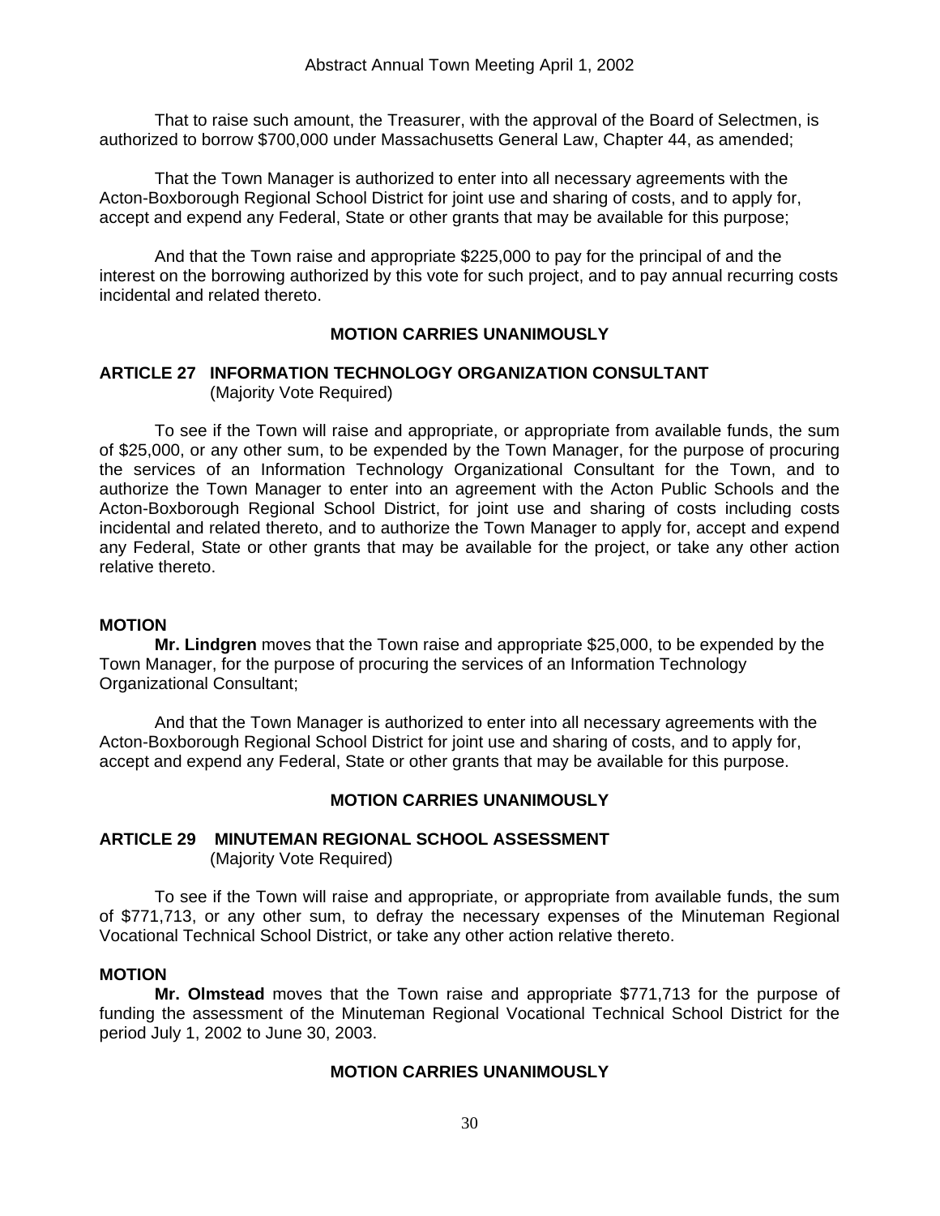That to raise such amount, the Treasurer, with the approval of the Board of Selectmen, is authorized to borrow $700,000 under Massachusetts General Law, Chapter 44, as amended;

That the Town Manager is authorized to enter into all necessary agreements with the Acton-Boxborough Regional School District for joint use and sharing of costs, and to apply for, accept and expend any Federal, State or other grants that may be available for this purpose;

And that the Town raise and appropriate $225,000 to pay for the principal of and the interest on the borrowing authorized by this vote for such project, and to pay annual recurring costs incidental and related thereto.

**MOTION CARRIES UNANIMOUSLY**

## ARTICLE 27 INFORMATION TECHNOLOGY ORGANIZATION CONSULTANT
(Majority Vote Required)

To see if the Town will raise and appropriate, or appropriate from available funds, the sum of $25,000, or any other sum, to be expended by the Town Manager, for the purpose of procuring the services of an Information Technology Organizational Consultant for the Town, and to authorize the Town Manager to enter into an agreement with the Acton Public Schools and the Acton-Boxborough Regional School District, for joint use and sharing of costs including costs incidental and related thereto, and to authorize the Town Manager to apply for, accept and expend any Federal, State or other grants that may be available for the project, or take any other action relative thereto.

**MOTION**

**Mr. Lindgren** moves that the Town raise and appropriate $25,000, to be expended by the Town Manager, for the purpose of procuring the services of an Information Technology Organizational Consultant;

And that the Town Manager is authorized to enter into all necessary agreements with the Acton-Boxborough Regional School District for joint use and sharing of costs, and to apply for, accept and expend any Federal, State or other grants that may be available for this purpose.

**MOTION CARRIES UNANIMOUSLY**

## ARTICLE 29 MINUTEMAN REGIONAL SCHOOL ASSESSMENT
(Majority Vote Required)

To see if the Town will raise and appropriate, or appropriate from available funds, the sum of $771,713, or any other sum, to defray the necessary expenses of the Minuteman Regional Vocational Technical School District, or take any other action relative thereto.

**MOTION**

**Mr. Olmstead** moves that the Town raise and appropriate $771,713 for the purpose of funding the assessment of the Minuteman Regional Vocational Technical School District for the period July 1, 2002 to June 30, 2003.

**MOTION CARRIES UNANIMOUSLY**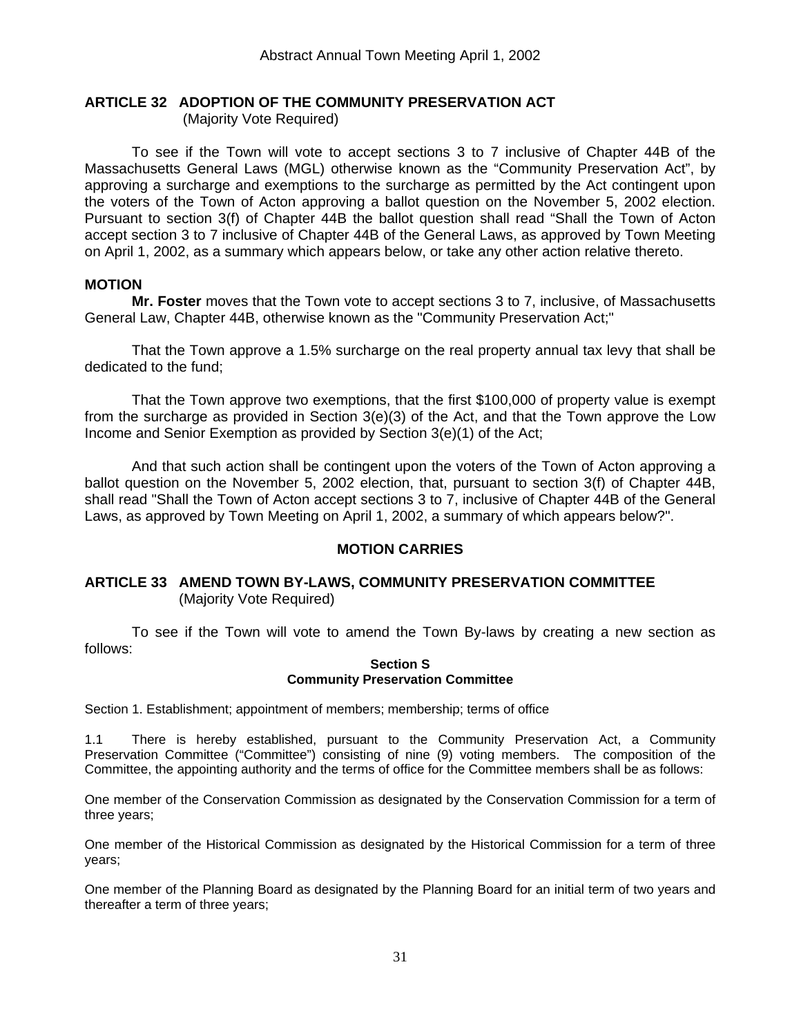## ARTICLE 32 ADOPTION OF THE COMMUNITY PRESERVATION ACT
(Majority Vote Required)

To see if the Town will vote to accept sections 3 to 7 inclusive of Chapter 44B of the Massachusetts General Laws (MGL) otherwise known as the "Community Preservation Act", by approving a surcharge and exemptions to the surcharge as permitted by the Act contingent upon the voters of the Town of Acton approving a ballot question on the November 5, 2002 election. Pursuant to section 3(f) of Chapter 44B the ballot question shall read "Shall the Town of Acton accept section 3 to 7 inclusive of Chapter 44B of the General Laws, as approved by Town Meeting on April 1, 2002, as a summary which appears below, or take any other action relative thereto.

**MOTION**

**Mr. Foster** moves that the Town vote to accept sections 3 to 7, inclusive, of Massachusetts General Law, Chapter 44B, otherwise known as the "Community Preservation Act;"

That the Town approve a 1.5% surcharge on the real property annual tax levy that shall be dedicated to the fund;

That the Town approve two exemptions, that the first $100,000 of property value is exempt from the surcharge as provided in Section 3(e)(3) of the Act, and that the Town approve the Low Income and Senior Exemption as provided by Section 3(e)(1) of the Act;

And that such action shall be contingent upon the voters of the Town of Acton approving a ballot question on the November 5, 2002 election, that, pursuant to section 3(f) of Chapter 44B, shall read "Shall the Town of Acton accept sections 3 to 7, inclusive of Chapter 44B of the General Laws, as approved by Town Meeting on April 1, 2002, a summary of which appears below?".

**MOTION CARRIES**

## ARTICLE 33 AMEND TOWN BY-LAWS, COMMUNITY PRESERVATION COMMITTEE
(Majority Vote Required)

To see if the Town will vote to amend the Town By-laws by creating a new section as follows:

**Section S**
**Community Preservation Committee**

Section 1. Establishment; appointment of members; membership; terms of office

1.1 There is hereby established, pursuant to the Community Preservation Act, a Community Preservation Committee ("Committee") consisting of nine (9) voting members. The composition of the Committee, the appointing authority and the terms of office for the Committee members shall be as follows:

One member of the Conservation Commission as designated by the Conservation Commission for a term of three years;

One member of the Historical Commission as designated by the Historical Commission for a term of three years;

One member of the Planning Board as designated by the Planning Board for an initial term of two years and thereafter a term of three years;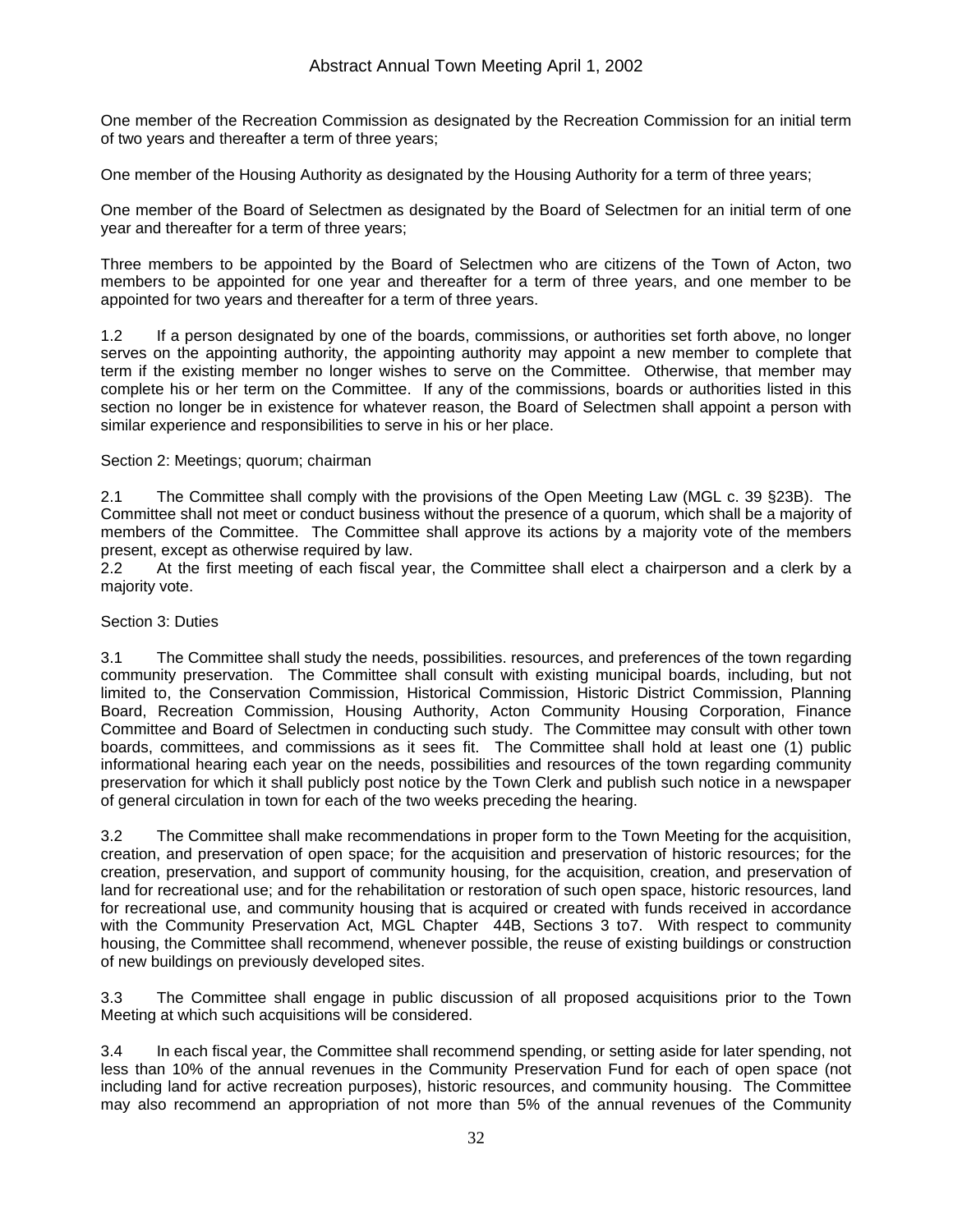One member of the Recreation Commission as designated by the Recreation Commission for an initial term of two years and thereafter a term of three years;

One member of the Housing Authority as designated by the Housing Authority for a term of three years;

One member of the Board of Selectmen as designated by the Board of Selectmen for an initial term of one year and thereafter for a term of three years;

Three members to be appointed by the Board of Selectmen who are citizens of the Town of Acton, two members to be appointed for one year and thereafter for a term of three years, and one member to be appointed for two years and thereafter for a term of three years.

1.2 If a person designated by one of the boards, commissions, or authorities set forth above, no longer serves on the appointing authority, the appointing authority may appoint a new member to complete that term if the existing member no longer wishes to serve on the Committee. Otherwise, that member may complete his or her term on the Committee. If any of the commissions, boards or authorities listed in this section no longer be in existence for whatever reason, the Board of Selectmen shall appoint a person with similar experience and responsibilities to serve in his or her place.

Section 2: Meetings; quorum; chairman

2.1 The Committee shall comply with the provisions of the Open Meeting Law (MGL c. 39 §23B). The Committee shall not meet or conduct business without the presence of a quorum, which shall be a majority of members of the Committee. The Committee shall approve its actions by a majority vote of the members present, except as otherwise required by law.
2.2 At the first meeting of each fiscal year, the Committee shall elect a chairperson and a clerk by a majority vote.

Section 3: Duties

3.1 The Committee shall study the needs, possibilities. resources, and preferences of the town regarding community preservation. The Committee shall consult with existing municipal boards, including, but not limited to, the Conservation Commission, Historical Commission, Historic District Commission, Planning Board, Recreation Commission, Housing Authority, Acton Community Housing Corporation, Finance Committee and Board of Selectmen in conducting such study. The Committee may consult with other town boards, committees, and commissions as it sees fit. The Committee shall hold at least one (1) public informational hearing each year on the needs, possibilities and resources of the town regarding community preservation for which it shall publicly post notice by the Town Clerk and publish such notice in a newspaper of general circulation in town for each of the two weeks preceding the hearing.

3.2 The Committee shall make recommendations in proper form to the Town Meeting for the acquisition, creation, and preservation of open space; for the acquisition and preservation of historic resources; for the creation, preservation, and support of community housing, for the acquisition, creation, and preservation of land for recreational use; and for the rehabilitation or restoration of such open space, historic resources, land for recreational use, and community housing that is acquired or created with funds received in accordance with the Community Preservation Act, MGL Chapter 44B, Sections 3 to7. With respect to community housing, the Committee shall recommend, whenever possible, the reuse of existing buildings or construction of new buildings on previously developed sites.

3.3 The Committee shall engage in public discussion of all proposed acquisitions prior to the Town Meeting at which such acquisitions will be considered.

3.4 In each fiscal year, the Committee shall recommend spending, or setting aside for later spending, not less than 10% of the annual revenues in the Community Preservation Fund for each of open space (not including land for active recreation purposes), historic resources, and community housing. The Committee may also recommend an appropriation of not more than 5% of the annual revenues of the Community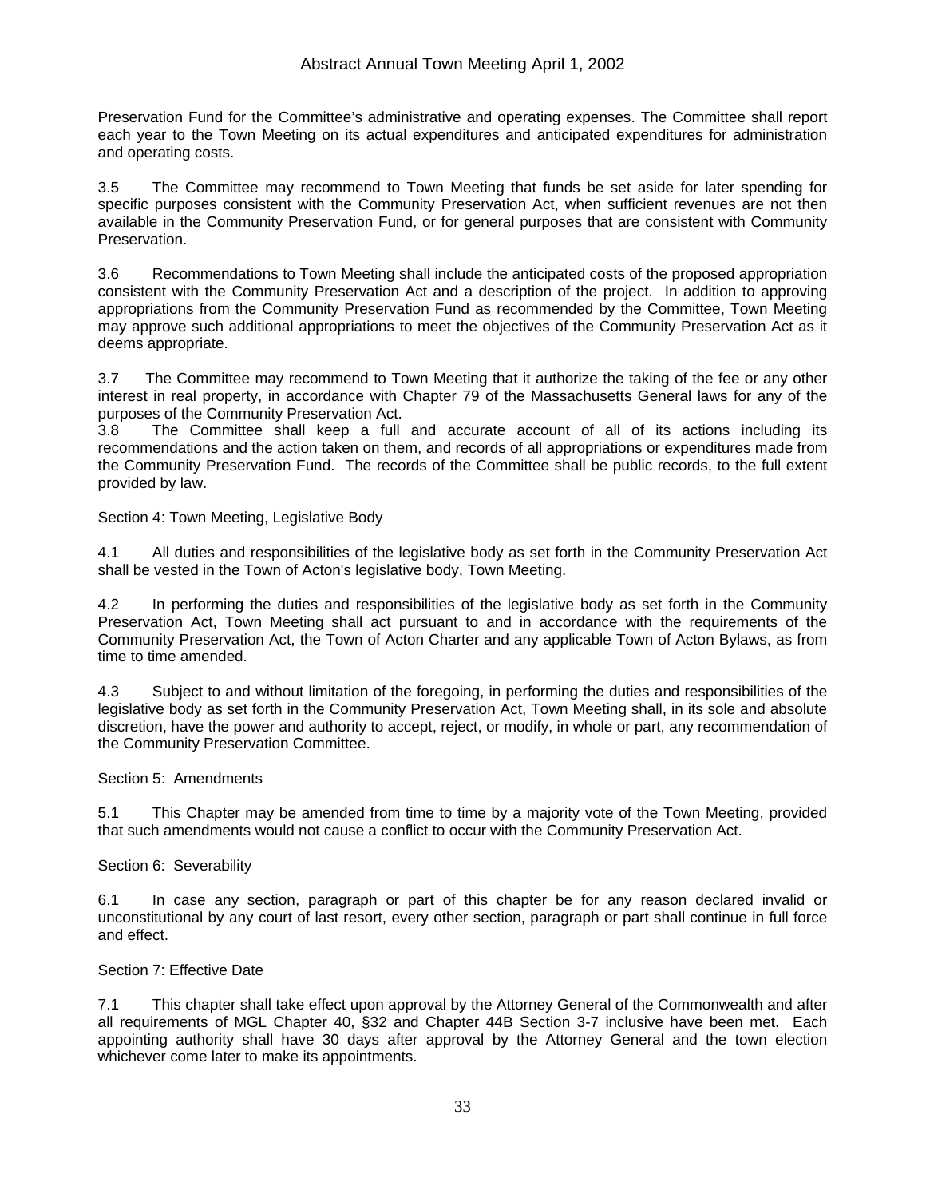Preservation Fund for the Committee's administrative and operating expenses. The Committee shall report each year to the Town Meeting on its actual expenditures and anticipated expenditures for administration and operating costs.

3.5 The Committee may recommend to Town Meeting that funds be set aside for later spending for specific purposes consistent with the Community Preservation Act, when sufficient revenues are not then available in the Community Preservation Fund, or for general purposes that are consistent with Community Preservation.

3.6 Recommendations to Town Meeting shall include the anticipated costs of the proposed appropriation consistent with the Community Preservation Act and a description of the project. In addition to approving appropriations from the Community Preservation Fund as recommended by the Committee, Town Meeting may approve such additional appropriations to meet the objectives of the Community Preservation Act as it deems appropriate.

3.7 The Committee may recommend to Town Meeting that it authorize the taking of the fee or any other interest in real property, in accordance with Chapter 79 of the Massachusetts General laws for any of the purposes of the Community Preservation Act.

3.8 The Committee shall keep a full and accurate account of all of its actions including its recommendations and the action taken on them, and records of all appropriations or expenditures made from the Community Preservation Fund. The records of the Committee shall be public records, to the full extent provided by law.

Section 4: Town Meeting, Legislative Body

4.1 All duties and responsibilities of the legislative body as set forth in the Community Preservation Act shall be vested in the Town of Acton's legislative body, Town Meeting.

4.2 In performing the duties and responsibilities of the legislative body as set forth in the Community Preservation Act, Town Meeting shall act pursuant to and in accordance with the requirements of the Community Preservation Act, the Town of Acton Charter and any applicable Town of Acton Bylaws, as from time to time amended.

4.3 Subject to and without limitation of the foregoing, in performing the duties and responsibilities of the legislative body as set forth in the Community Preservation Act, Town Meeting shall, in its sole and absolute discretion, have the power and authority to accept, reject, or modify, in whole or part, any recommendation of the Community Preservation Committee.

Section 5: Amendments

5.1 This Chapter may be amended from time to time by a majority vote of the Town Meeting, provided that such amendments would not cause a conflict to occur with the Community Preservation Act.

Section 6: Severability

6.1 In case any section, paragraph or part of this chapter be for any reason declared invalid or unconstitutional by any court of last resort, every other section, paragraph or part shall continue in full force and effect.

Section 7: Effective Date

7.1 This chapter shall take effect upon approval by the Attorney General of the Commonwealth and after all requirements of MGL Chapter 40, §32 and Chapter 44B Section 3-7 inclusive have been met. Each appointing authority shall have 30 days after approval by the Attorney General and the town election whichever come later to make its appointments.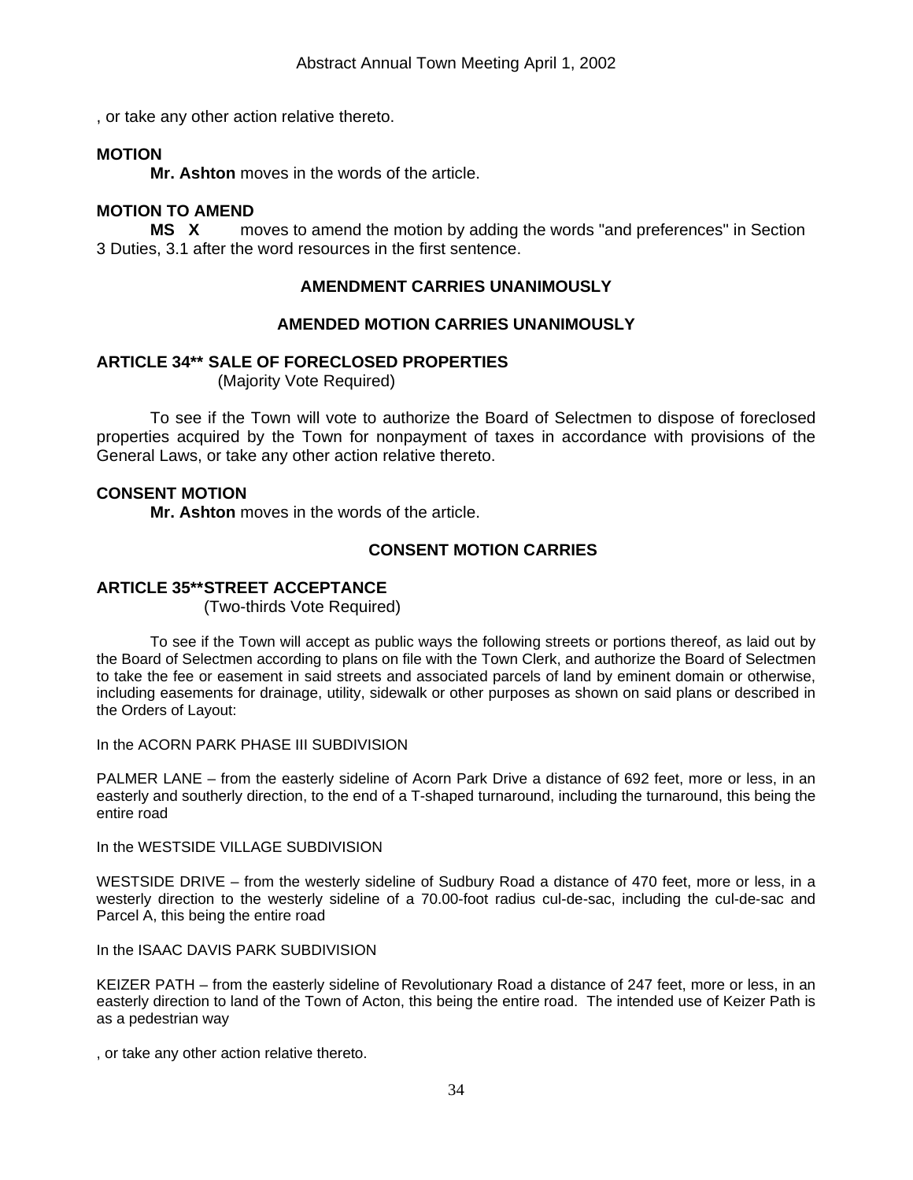, or take any other action relative thereto.

**MOTION**

**Mr. Ashton** moves in the words of the article.

**MOTION TO AMEND**

**MS X** moves to amend the motion by adding the words "and preferences" in Section 3 Duties, 3.1 after the word resources in the first sentence.

**AMENDMENT CARRIES UNANIMOUSLY**

**AMENDED MOTION CARRIES UNANIMOUSLY**

**ARTICLE 34** SALE OF FORECLOSED PROPERTIES**

(Majority Vote Required)

To see if the Town will vote to authorize the Board of Selectmen to dispose of foreclosed properties acquired by the Town for nonpayment of taxes in accordance with provisions of the General Laws, or take any other action relative thereto.

**CONSENT MOTION**

**Mr. Ashton** moves in the words of the article.

**CONSENT MOTION CARRIES**

**ARTICLE 35**STREET ACCEPTANCE**

(Two-thirds Vote Required)

To see if the Town will accept as public ways the following streets or portions thereof, as laid out by the Board of Selectmen according to plans on file with the Town Clerk, and authorize the Board of Selectmen to take the fee or easement in said streets and associated parcels of land by eminent domain or otherwise, including easements for drainage, utility, sidewalk or other purposes as shown on said plans or described in the Orders of Layout:

In the ACORN PARK PHASE III SUBDIVISION

PALMER LANE – from the easterly sideline of Acorn Park Drive a distance of 692 feet, more or less, in an easterly and southerly direction, to the end of a T-shaped turnaround, including the turnaround, this being the entire road

In the WESTSIDE VILLAGE SUBDIVISION

WESTSIDE DRIVE – from the westerly sideline of Sudbury Road a distance of 470 feet, more or less, in a westerly direction to the westerly sideline of a 70.00-foot radius cul-de-sac, including the cul-de-sac and Parcel A, this being the entire road

In the ISAAC DAVIS PARK SUBDIVISION

KEIZER PATH – from the easterly sideline of Revolutionary Road a distance of 247 feet, more or less, in an easterly direction to land of the Town of Acton, this being the entire road. The intended use of Keizer Path is as a pedestrian way

, or take any other action relative thereto.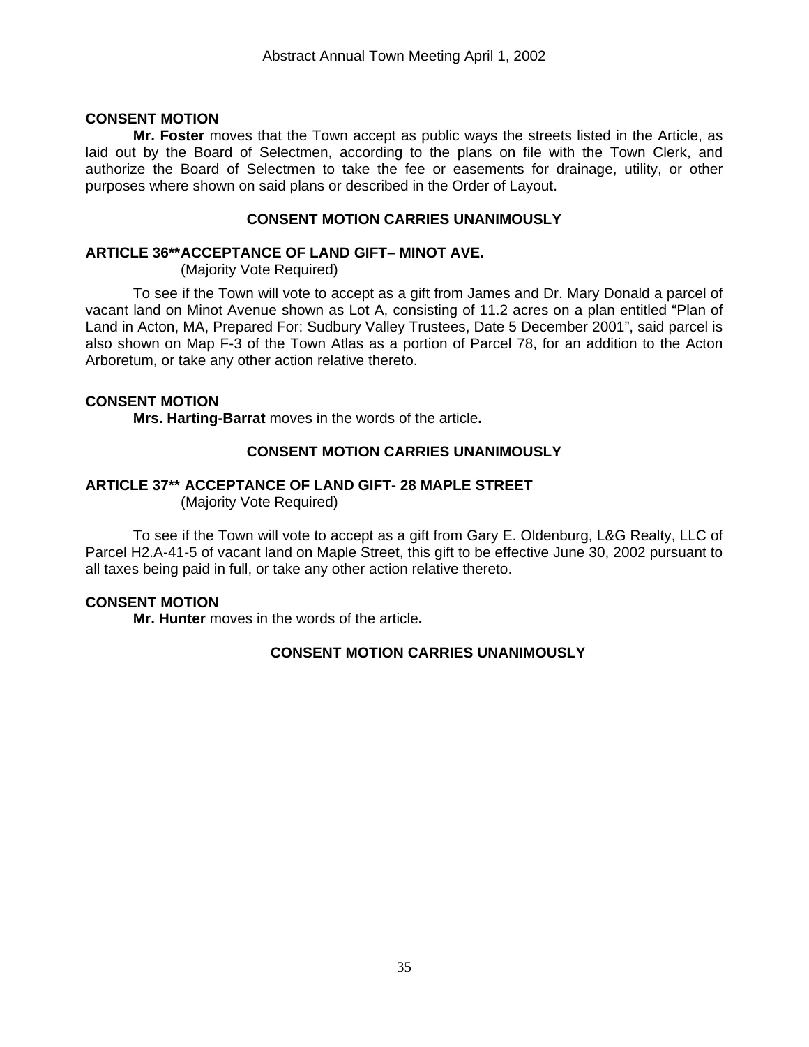**CONSENT MOTION**

**Mr. Foster** moves that the Town accept as public ways the streets listed in the Article, as laid out by the Board of Selectmen, according to the plans on file with the Town Clerk, and authorize the Board of Selectmen to take the fee or easements for drainage, utility, or other purposes where shown on said plans or described in the Order of Layout.

**CONSENT MOTION CARRIES UNANIMOUSLY**

**ARTICLE 36\*\*ACCEPTANCE OF LAND GIFT– MINOT AVE.**
(Majority Vote Required)

To see if the Town will vote to accept as a gift from James and Dr. Mary Donald a parcel of vacant land on Minot Avenue shown as Lot A, consisting of 11.2 acres on a plan entitled "Plan of Land in Acton, MA, Prepared For: Sudbury Valley Trustees, Date 5 December 2001", said parcel is also shown on Map F-3 of the Town Atlas as a portion of Parcel 78, for an addition to the Acton Arboretum, or take any other action relative thereto.

**CONSENT MOTION**

**Mrs. Harting-Barrat** moves in the words of the article**.**

**CONSENT MOTION CARRIES UNANIMOUSLY**

**ARTICLE 37\*\* ACCEPTANCE OF LAND GIFT- 28 MAPLE STREET**
(Majority Vote Required)

To see if the Town will vote to accept as a gift from Gary E. Oldenburg, L&G Realty, LLC of Parcel H2.A-41-5 of vacant land on Maple Street, this gift to be effective June 30, 2002 pursuant to all taxes being paid in full, or take any other action relative thereto.

**CONSENT MOTION**

**Mr. Hunter** moves in the words of the article**.**

**CONSENT MOTION CARRIES UNANIMOUSLY**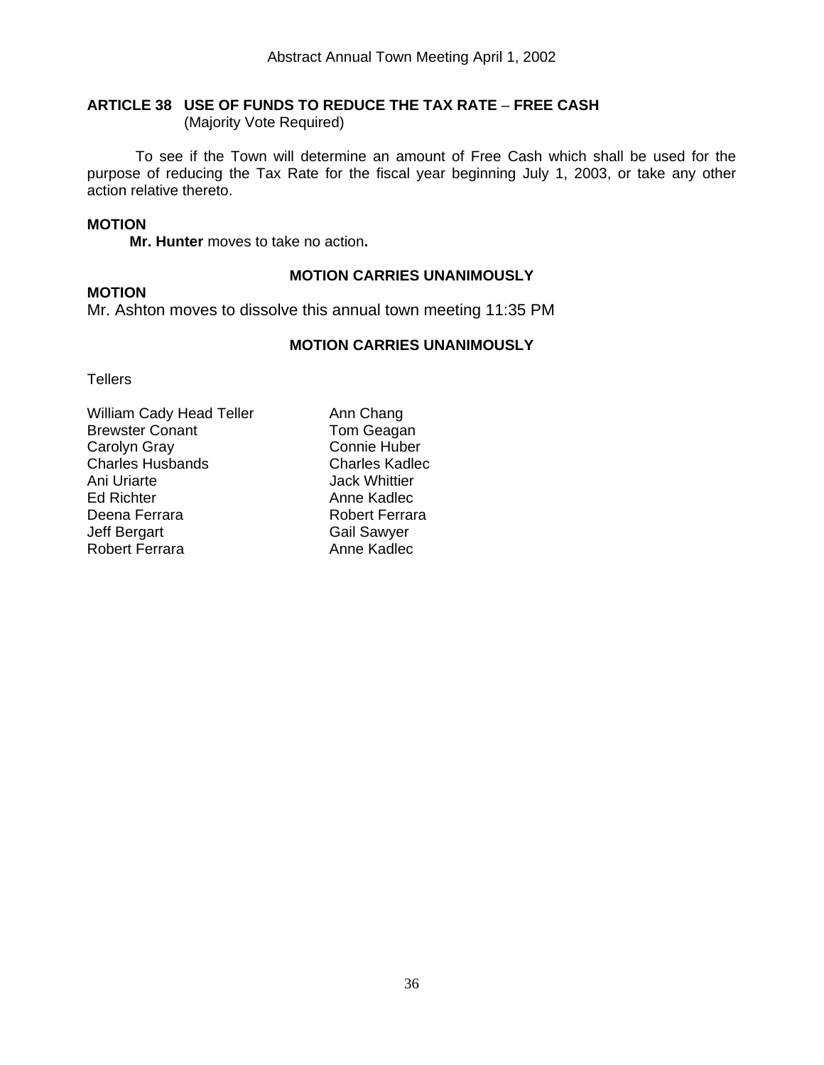## ARTICLE 38 USE OF FUNDS TO REDUCE THE TAX RATE – FREE CASH

(Majority Vote Required)

To see if the Town will determine an amount of Free Cash which shall be used for the purpose of reducing the Tax Rate for the fiscal year beginning July 1, 2003, or take any other action relative thereto.

**MOTION**

**Mr. Hunter** moves to take no action**.**

**MOTION CARRIES UNANIMOUSLY**

**MOTION**

Mr. Ashton moves to dissolve this annual town meeting 11:35 PM

**MOTION CARRIES UNANIMOUSLY**

Tellers

| | |
|---|---|
| William Cady Head Teller | Ann Chang |
| Brewster Conant | Tom Geagan |
| Carolyn Gray | Connie Huber |
| Charles Husbands | Charles Kadlec |
| Ani Uriarte | Jack Whittier |
| Ed Richter | Anne Kadlec |
| Deena Ferrara | Robert Ferrara |
| Jeff Bergart | Gail Sawyer |
| Robert Ferrara | Anne Kadlec |